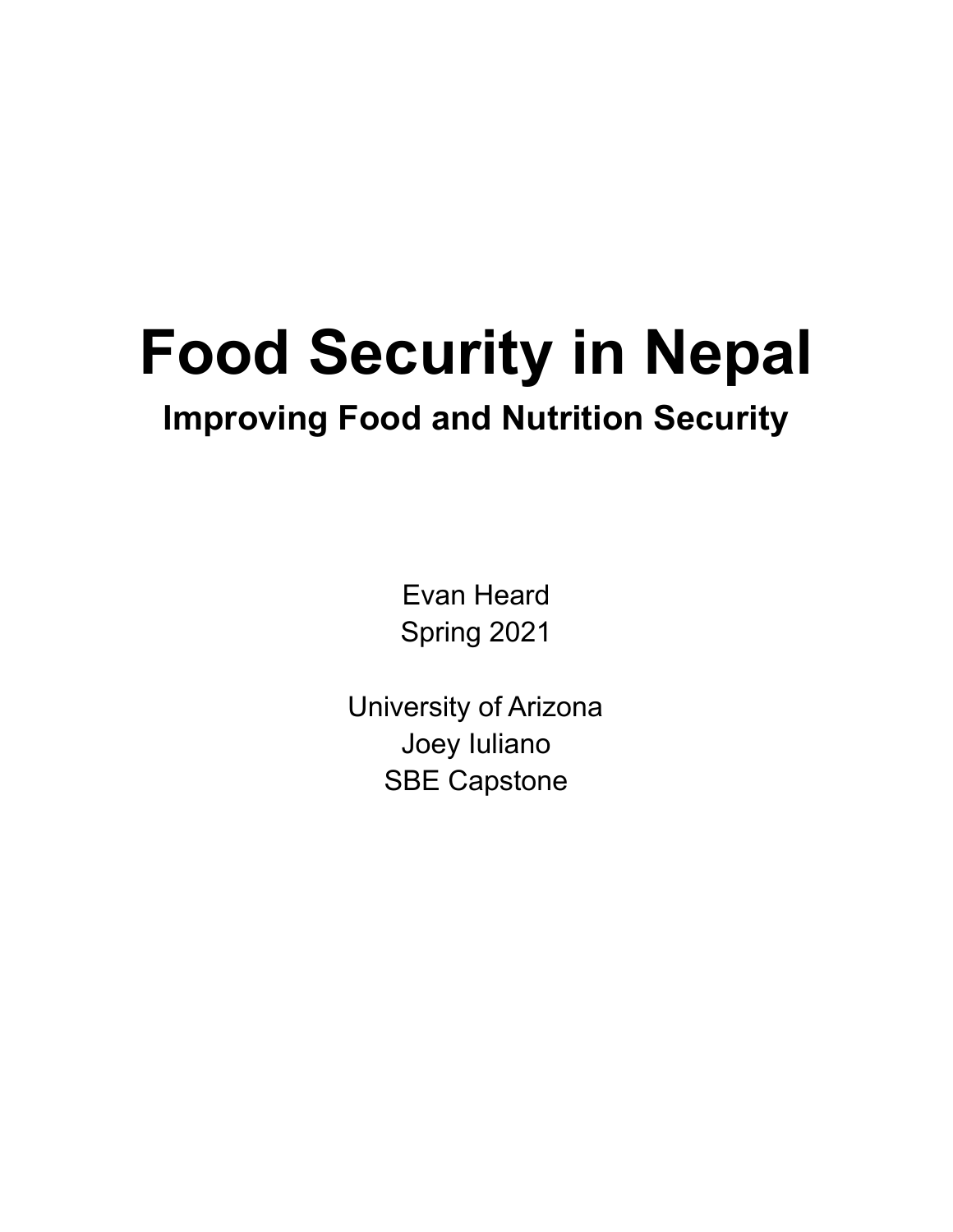# Food Security in Nepal

## Improving Food and Nutrition Security

Evan Heard
Spring 2021

University of Arizona
Joey Iuliano
SBE Capstone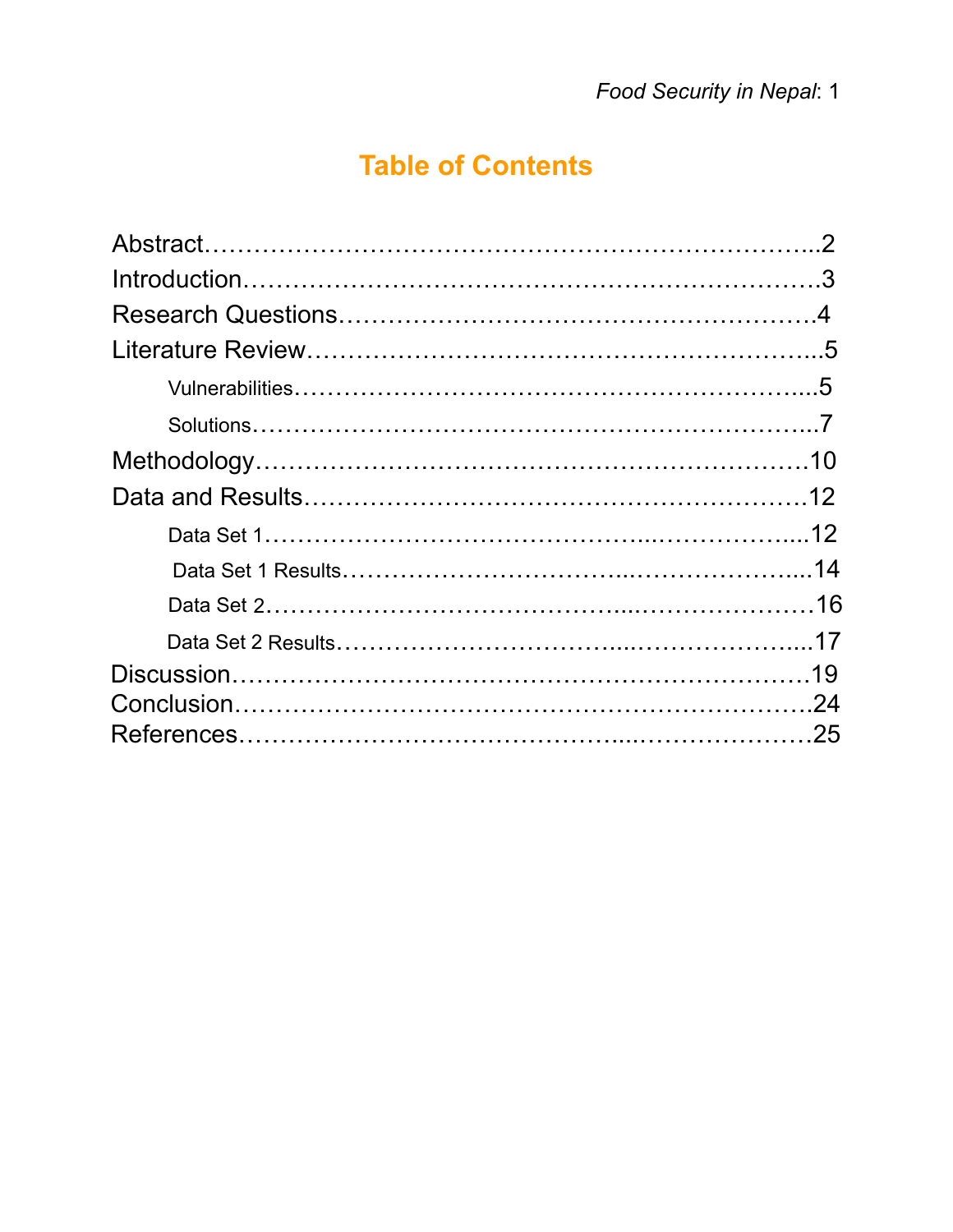# Table of Contents

Abstract…………………………………………………………………..2
Introduction………………………………………………………………3
Research Questions……………………………………………………4
Literature Review………………………………………………………..5
    Vulnerabilities…………………………………………………………...5
    Solutions………………………………………………………………..7
Methodology……………………………………………………………10
Data and Results………………………………………………………12
    Data Set 1……………………………………..……………….....12
    Data Set 1 Results…………………………..………………….....14
    Data Set 2……………………………….……………………16
    Data Set 2 Results…………………………..………………….....17
Discussion………………………………………………………………19
Conclusion………………………………………………………………24
References…………………………………...…………………25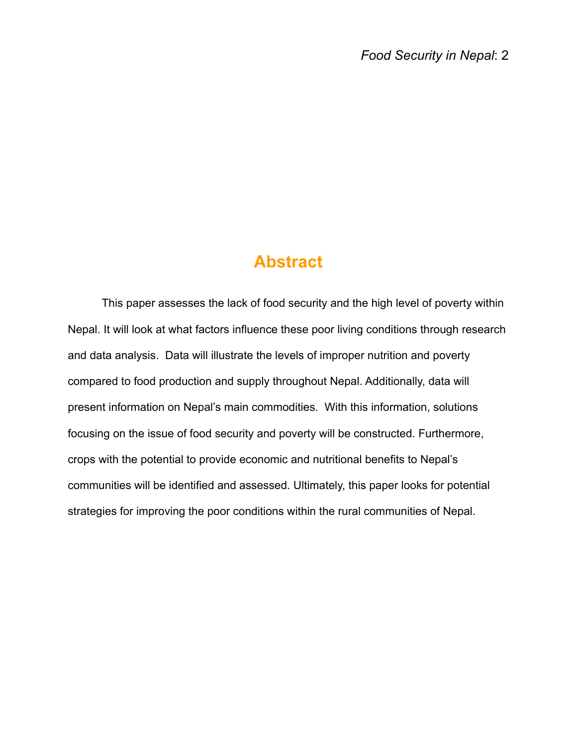# Abstract

This paper assesses the lack of food security and the high level of poverty within Nepal. It will look at what factors influence these poor living conditions through research and data analysis. Data will illustrate the levels of improper nutrition and poverty compared to food production and supply throughout Nepal. Additionally, data will present information on Nepal's main commodities. With this information, solutions focusing on the issue of food security and poverty will be constructed. Furthermore, crops with the potential to provide economic and nutritional benefits to Nepal's communities will be identified and assessed. Ultimately, this paper looks for potential strategies for improving the poor conditions within the rural communities of Nepal.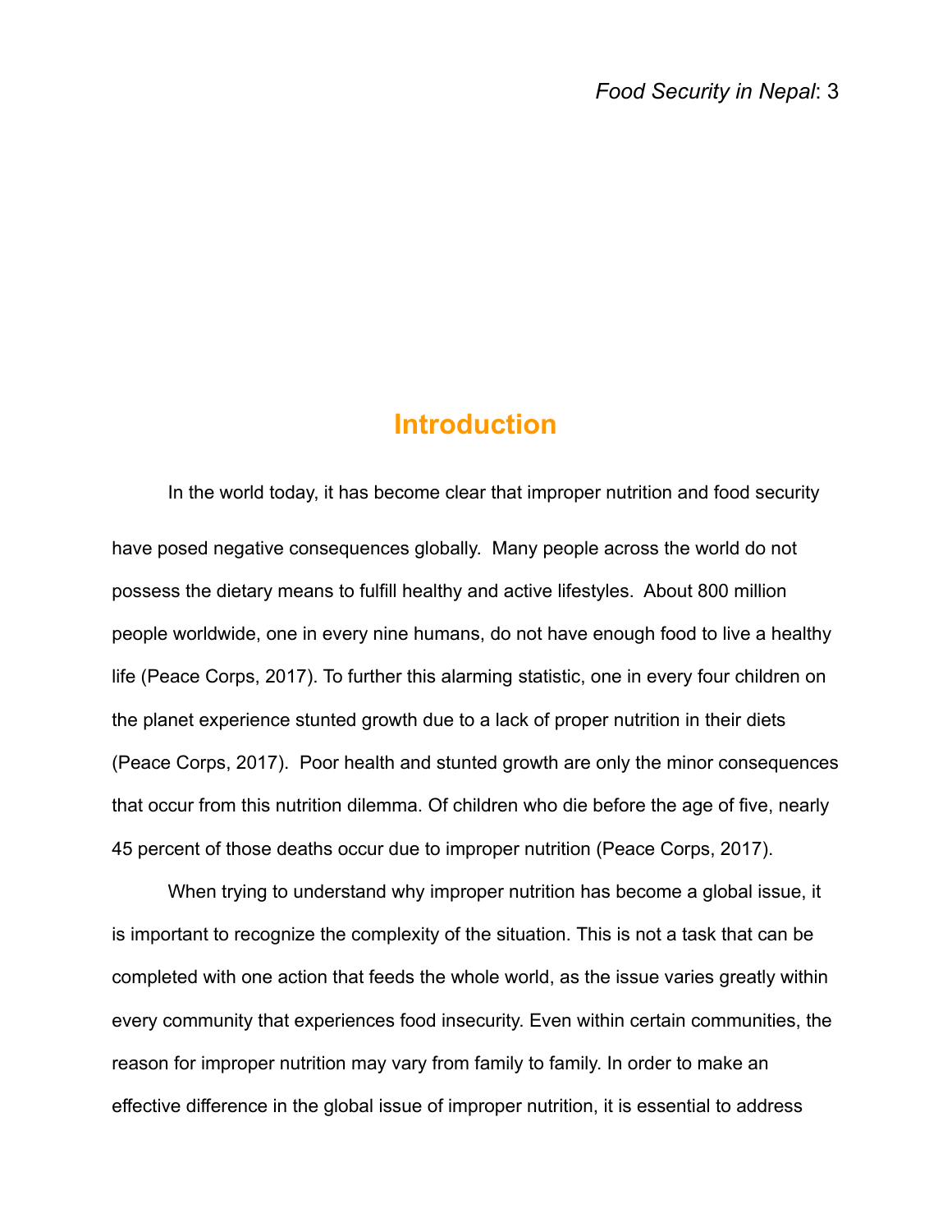# Introduction

In the world today, it has become clear that improper nutrition and food security have posed negative consequences globally. Many people across the world do not possess the dietary means to fulfill healthy and active lifestyles. About 800 million people worldwide, one in every nine humans, do not have enough food to live a healthy life (Peace Corps, 2017). To further this alarming statistic, one in every four children on the planet experience stunted growth due to a lack of proper nutrition in their diets (Peace Corps, 2017). Poor health and stunted growth are only the minor consequences that occur from this nutrition dilemma. Of children who die before the age of five, nearly 45 percent of those deaths occur due to improper nutrition (Peace Corps, 2017).

When trying to understand why improper nutrition has become a global issue, it is important to recognize the complexity of the situation. This is not a task that can be completed with one action that feeds the whole world, as the issue varies greatly within every community that experiences food insecurity. Even within certain communities, the reason for improper nutrition may vary from family to family. In order to make an effective difference in the global issue of improper nutrition, it is essential to address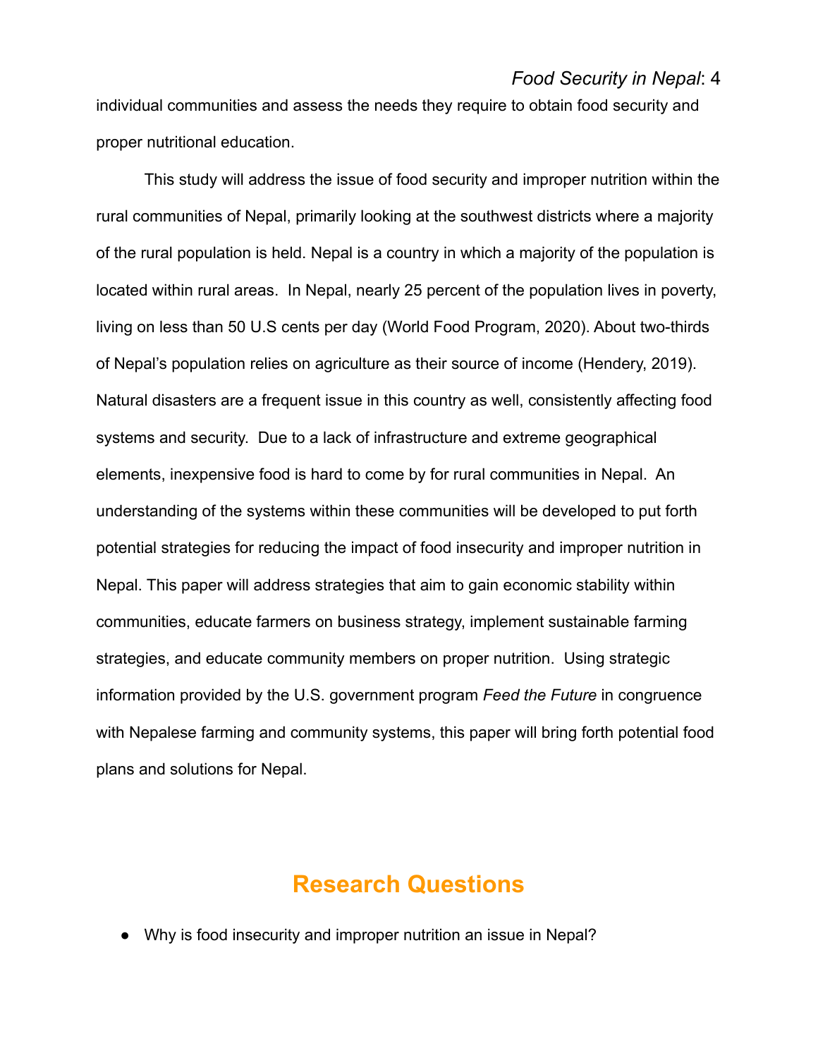individual communities and assess the needs they require to obtain food security and proper nutritional education.

This study will address the issue of food security and improper nutrition within the rural communities of Nepal, primarily looking at the southwest districts where a majority of the rural population is held. Nepal is a country in which a majority of the population is located within rural areas. In Nepal, nearly 25 percent of the population lives in poverty, living on less than 50 U.S cents per day (World Food Program, 2020). About two-thirds of Nepal's population relies on agriculture as their source of income (Hendery, 2019). Natural disasters are a frequent issue in this country as well, consistently affecting food systems and security. Due to a lack of infrastructure and extreme geographical elements, inexpensive food is hard to come by for rural communities in Nepal. An understanding of the systems within these communities will be developed to put forth potential strategies for reducing the impact of food insecurity and improper nutrition in Nepal. This paper will address strategies that aim to gain economic stability within communities, educate farmers on business strategy, implement sustainable farming strategies, and educate community members on proper nutrition. Using strategic information provided by the U.S. government program *Feed the Future* in congruence with Nepalese farming and community systems, this paper will bring forth potential food plans and solutions for Nepal.

## Research Questions

- Why is food insecurity and improper nutrition an issue in Nepal?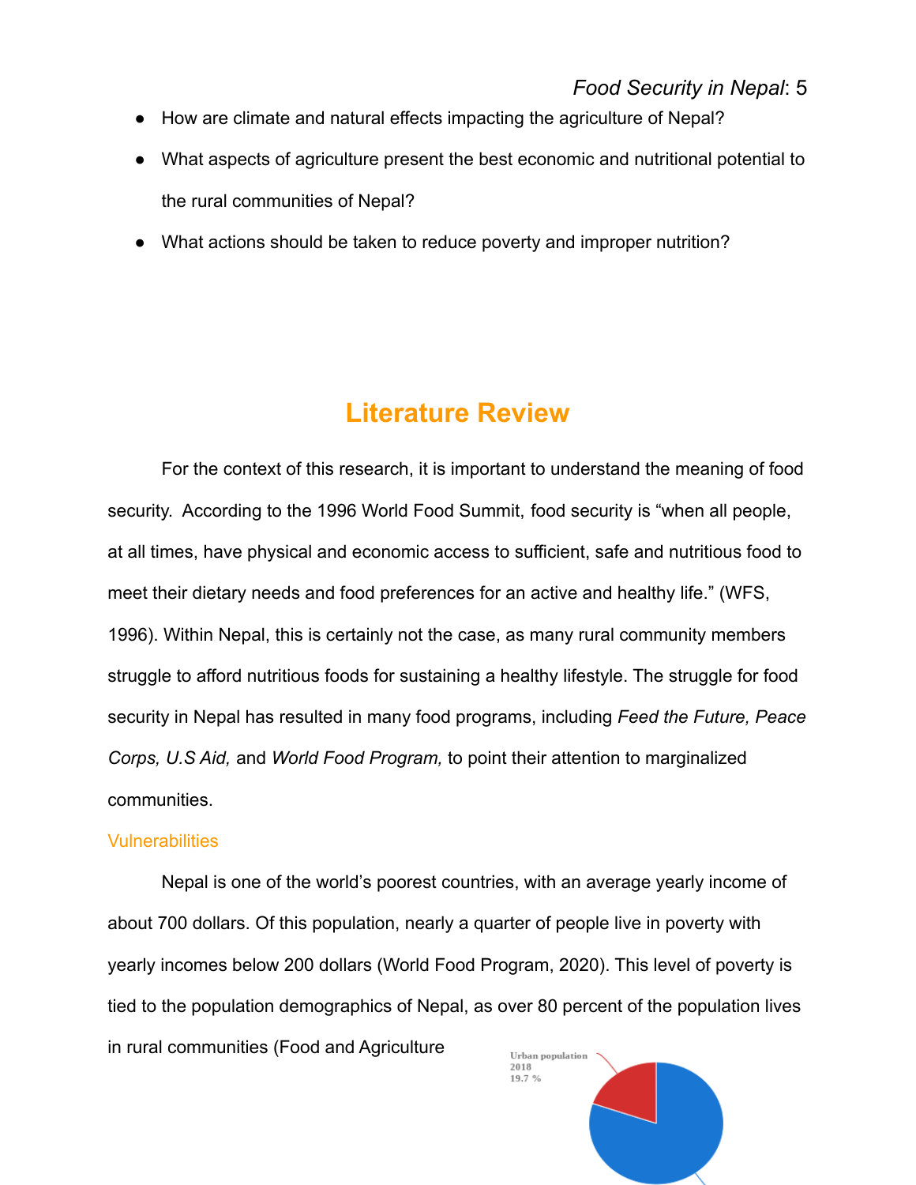- How are climate and natural effects impacting the agriculture of Nepal?
- What aspects of agriculture present the best economic and nutritional potential to the rural communities of Nepal?
- What actions should be taken to reduce poverty and improper nutrition?

# Literature Review

For the context of this research, it is important to understand the meaning of food security. According to the 1996 World Food Summit, food security is "when all people, at all times, have physical and economic access to sufficient, safe and nutritious food to meet their dietary needs and food preferences for an active and healthy life." (WFS, 1996). Within Nepal, this is certainly not the case, as many rural community members struggle to afford nutritious foods for sustaining a healthy lifestyle. The struggle for food security in Nepal has resulted in many food programs, including *Feed the Future, Peace Corps, U.S Aid,* and *World Food Program,* to point their attention to marginalized communities.

## Vulnerabilities

Nepal is one of the world's poorest countries, with an average yearly income of about 700 dollars. Of this population, nearly a quarter of people live in poverty with yearly incomes below 200 dollars (World Food Program, 2020). This level of poverty is tied to the population demographics of Nepal, as over 80 percent of the population lives in rural communities (Food and Agriculture

Urban population 2018 19.7 %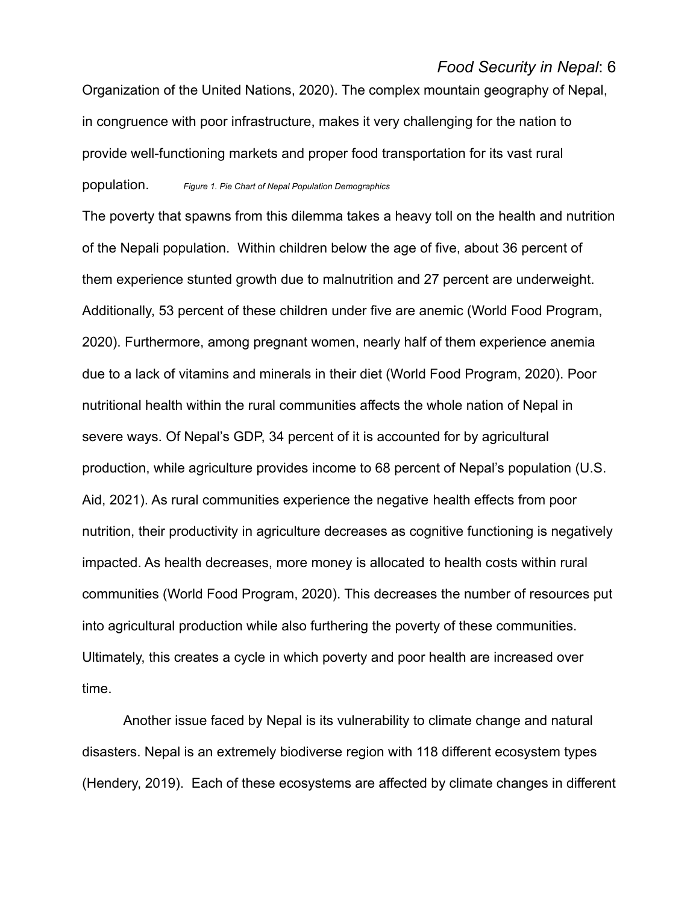Organization of the United Nations, 2020). The complex mountain geography of Nepal, in congruence with poor infrastructure, makes it very challenging for the nation to provide well-functioning markets and proper food transportation for its vast rural population.

*Figure 1. Pie Chart of Nepal Population Demographics*

The poverty that spawns from this dilemma takes a heavy toll on the health and nutrition of the Nepali population. Within children below the age of five, about 36 percent of them experience stunted growth due to malnutrition and 27 percent are underweight. Additionally, 53 percent of these children under five are anemic (World Food Program, 2020). Furthermore, among pregnant women, nearly half of them experience anemia due to a lack of vitamins and minerals in their diet (World Food Program, 2020). Poor nutritional health within the rural communities affects the whole nation of Nepal in severe ways. Of Nepal's GDP, 34 percent of it is accounted for by agricultural production, while agriculture provides income to 68 percent of Nepal's population (U.S. Aid, 2021). As rural communities experience the negative health effects from poor nutrition, their productivity in agriculture decreases as cognitive functioning is negatively impacted. As health decreases, more money is allocated to health costs within rural communities (World Food Program, 2020). This decreases the number of resources put into agricultural production while also furthering the poverty of these communities. Ultimately, this creates a cycle in which poverty and poor health are increased over time.

Another issue faced by Nepal is its vulnerability to climate change and natural disasters. Nepal is an extremely biodiverse region with 118 different ecosystem types (Hendery, 2019). Each of these ecosystems are affected by climate changes in different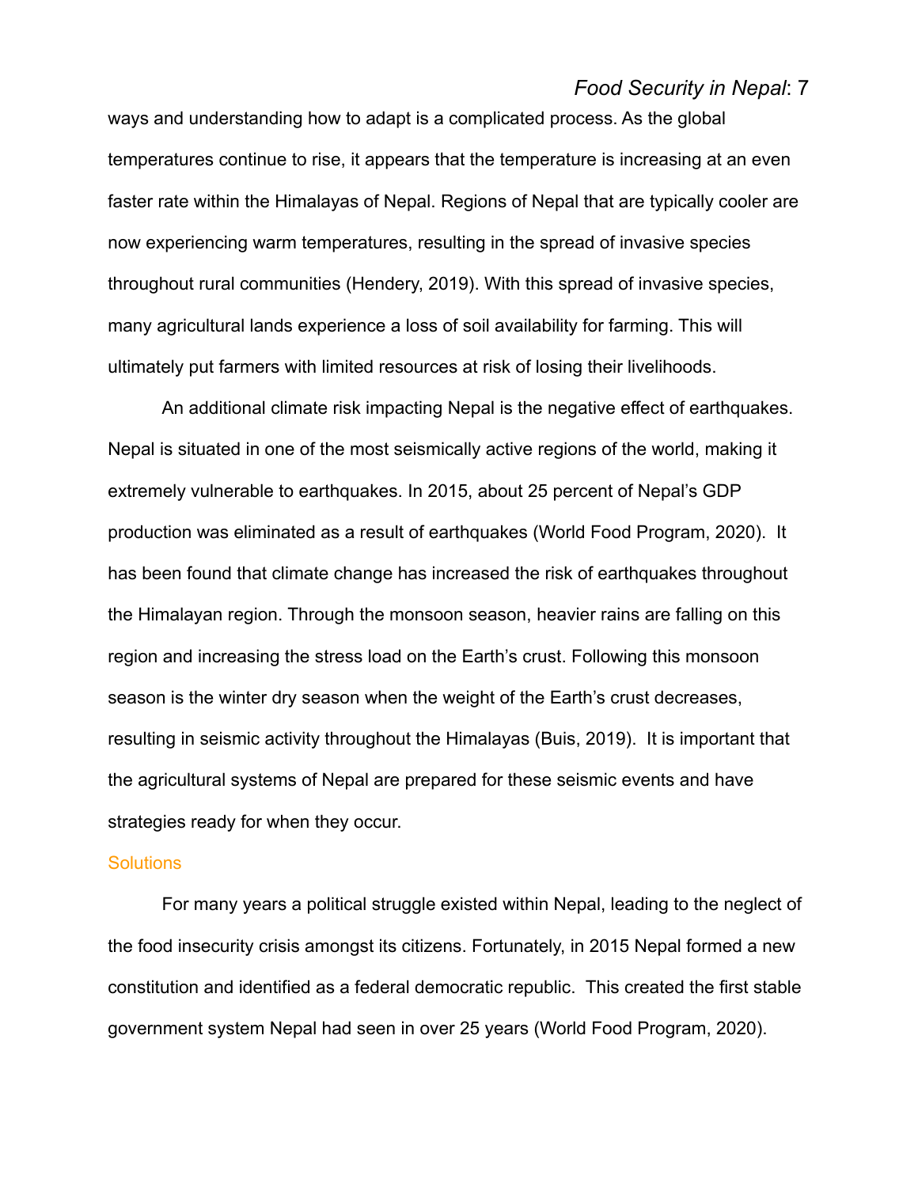ways and understanding how to adapt is a complicated process. As the global temperatures continue to rise, it appears that the temperature is increasing at an even faster rate within the Himalayas of Nepal. Regions of Nepal that are typically cooler are now experiencing warm temperatures, resulting in the spread of invasive species throughout rural communities (Hendery, 2019). With this spread of invasive species, many agricultural lands experience a loss of soil availability for farming. This will ultimately put farmers with limited resources at risk of losing their livelihoods.

An additional climate risk impacting Nepal is the negative effect of earthquakes. Nepal is situated in one of the most seismically active regions of the world, making it extremely vulnerable to earthquakes. In 2015, about 25 percent of Nepal's GDP production was eliminated as a result of earthquakes (World Food Program, 2020). It has been found that climate change has increased the risk of earthquakes throughout the Himalayan region. Through the monsoon season, heavier rains are falling on this region and increasing the stress load on the Earth's crust. Following this monsoon season is the winter dry season when the weight of the Earth's crust decreases, resulting in seismic activity throughout the Himalayas (Buis, 2019). It is important that the agricultural systems of Nepal are prepared for these seismic events and have strategies ready for when they occur.

## Solutions

For many years a political struggle existed within Nepal, leading to the neglect of the food insecurity crisis amongst its citizens. Fortunately, in 2015 Nepal formed a new constitution and identified as a federal democratic republic. This created the first stable government system Nepal had seen in over 25 years (World Food Program, 2020).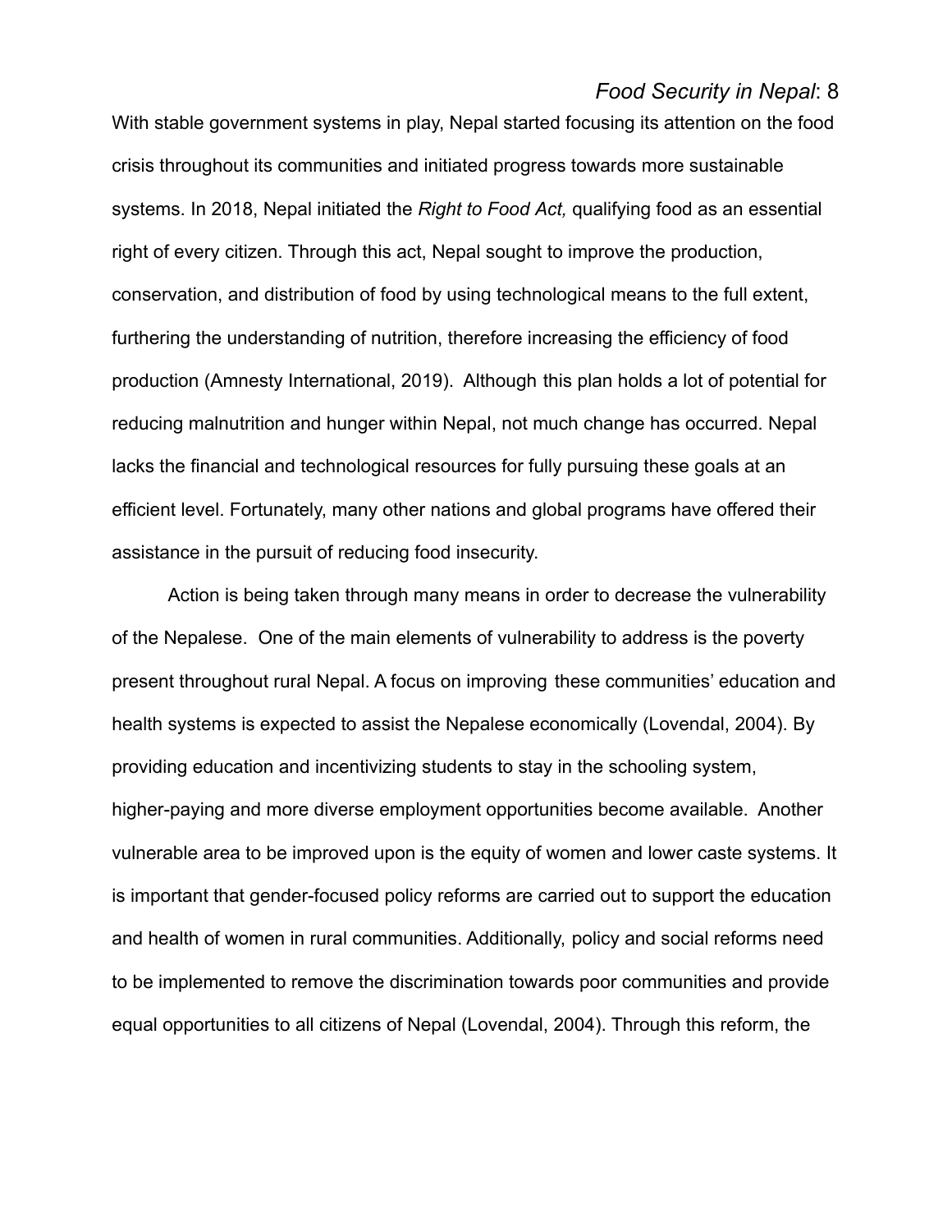With stable government systems in play, Nepal started focusing its attention on the food crisis throughout its communities and initiated progress towards more sustainable systems. In 2018, Nepal initiated the *Right to Food Act,* qualifying food as an essential right of every citizen. Through this act, Nepal sought to improve the production, conservation, and distribution of food by using technological means to the full extent, furthering the understanding of nutrition, therefore increasing the efficiency of food production (Amnesty International, 2019). Although this plan holds a lot of potential for reducing malnutrition and hunger within Nepal, not much change has occurred. Nepal lacks the financial and technological resources for fully pursuing these goals at an efficient level. Fortunately, many other nations and global programs have offered their assistance in the pursuit of reducing food insecurity.

Action is being taken through many means in order to decrease the vulnerability of the Nepalese. One of the main elements of vulnerability to address is the poverty present throughout rural Nepal. A focus on improving these communities' education and health systems is expected to assist the Nepalese economically (Lovendal, 2004). By providing education and incentivizing students to stay in the schooling system, higher-paying and more diverse employment opportunities become available. Another vulnerable area to be improved upon is the equity of women and lower caste systems. It is important that gender-focused policy reforms are carried out to support the education and health of women in rural communities. Additionally, policy and social reforms need to be implemented to remove the discrimination towards poor communities and provide equal opportunities to all citizens of Nepal (Lovendal, 2004). Through this reform, the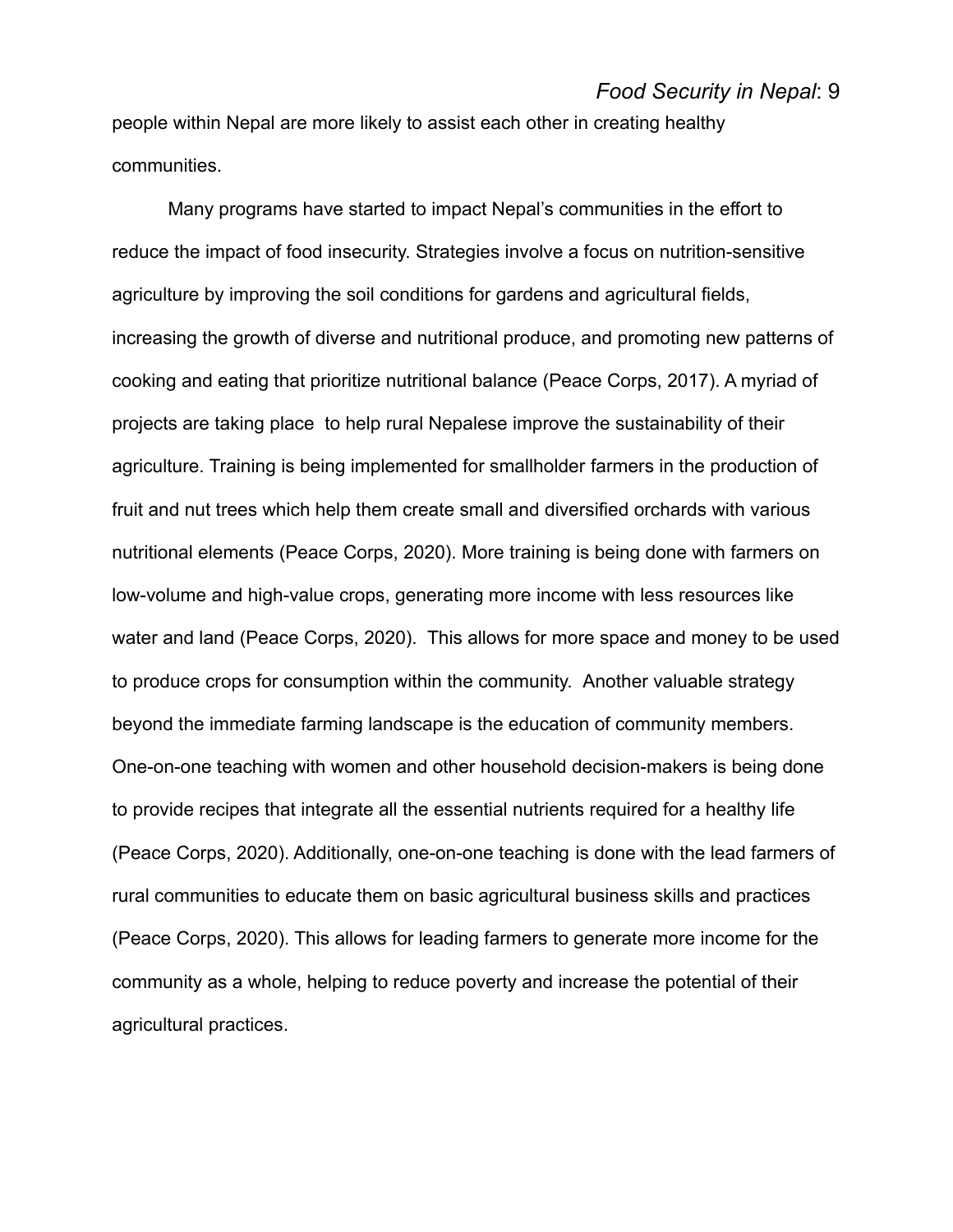people within Nepal are more likely to assist each other in creating healthy communities.

Many programs have started to impact Nepal's communities in the effort to reduce the impact of food insecurity. Strategies involve a focus on nutrition-sensitive agriculture by improving the soil conditions for gardens and agricultural fields, increasing the growth of diverse and nutritional produce, and promoting new patterns of cooking and eating that prioritize nutritional balance (Peace Corps, 2017). A myriad of projects are taking place to help rural Nepalese improve the sustainability of their agriculture. Training is being implemented for smallholder farmers in the production of fruit and nut trees which help them create small and diversified orchards with various nutritional elements (Peace Corps, 2020). More training is being done with farmers on low-volume and high-value crops, generating more income with less resources like water and land (Peace Corps, 2020). This allows for more space and money to be used to produce crops for consumption within the community. Another valuable strategy beyond the immediate farming landscape is the education of community members. One-on-one teaching with women and other household decision-makers is being done to provide recipes that integrate all the essential nutrients required for a healthy life (Peace Corps, 2020). Additionally, one-on-one teaching is done with the lead farmers of rural communities to educate them on basic agricultural business skills and practices (Peace Corps, 2020). This allows for leading farmers to generate more income for the community as a whole, helping to reduce poverty and increase the potential of their agricultural practices.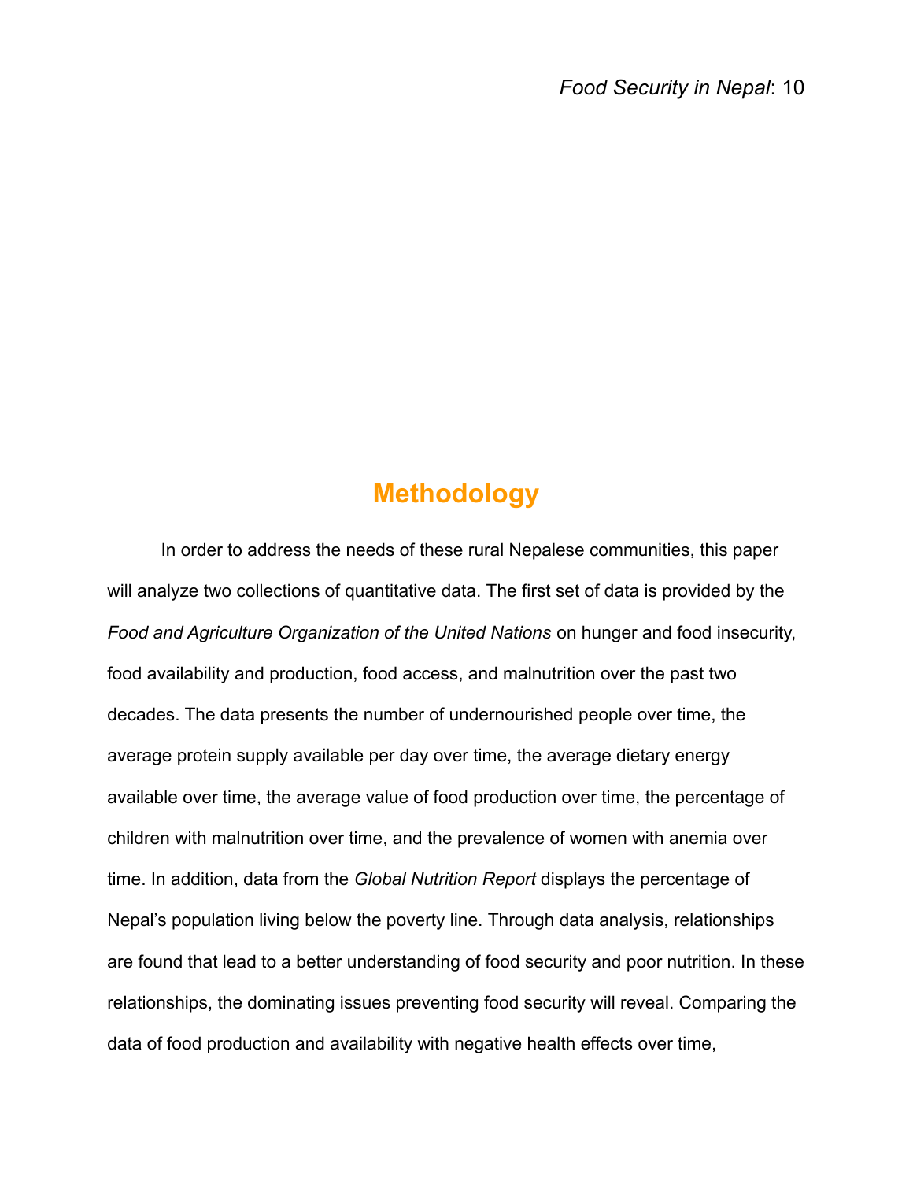# Methodology

In order to address the needs of these rural Nepalese communities, this paper will analyze two collections of quantitative data. The first set of data is provided by the *Food and Agriculture Organization of the United Nations* on hunger and food insecurity, food availability and production, food access, and malnutrition over the past two decades. The data presents the number of undernourished people over time, the average protein supply available per day over time, the average dietary energy available over time, the average value of food production over time, the percentage of children with malnutrition over time, and the prevalence of women with anemia over time. In addition, data from the *Global Nutrition Report* displays the percentage of Nepal's population living below the poverty line. Through data analysis, relationships are found that lead to a better understanding of food security and poor nutrition. In these relationships, the dominating issues preventing food security will reveal. Comparing the data of food production and availability with negative health effects over time,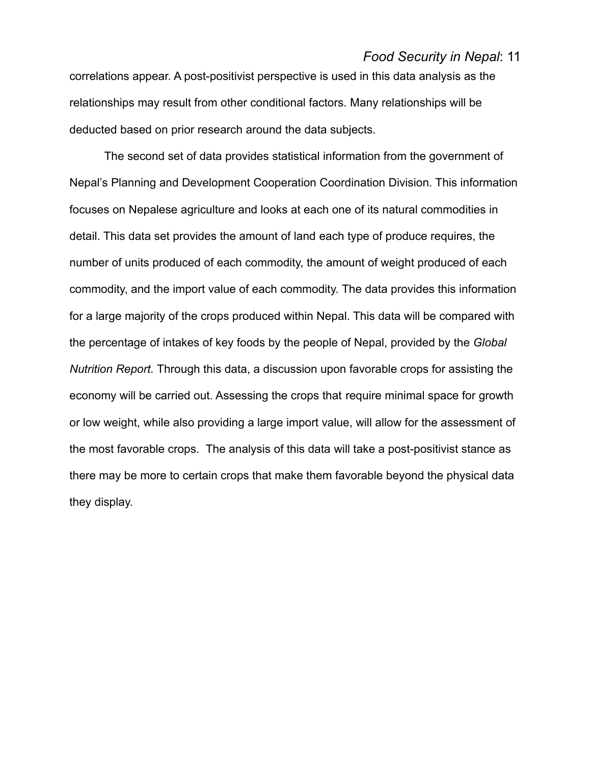correlations appear. A post-positivist perspective is used in this data analysis as the relationships may result from other conditional factors. Many relationships will be deducted based on prior research around the data subjects.

The second set of data provides statistical information from the government of Nepal's Planning and Development Cooperation Coordination Division. This information focuses on Nepalese agriculture and looks at each one of its natural commodities in detail. This data set provides the amount of land each type of produce requires, the number of units produced of each commodity, the amount of weight produced of each commodity, and the import value of each commodity. The data provides this information for a large majority of the crops produced within Nepal. This data will be compared with the percentage of intakes of key foods by the people of Nepal, provided by the *Global Nutrition Report.* Through this data, a discussion upon favorable crops for assisting the economy will be carried out. Assessing the crops that require minimal space for growth or low weight, while also providing a large import value, will allow for the assessment of the most favorable crops. The analysis of this data will take a post-positivist stance as there may be more to certain crops that make them favorable beyond the physical data they display.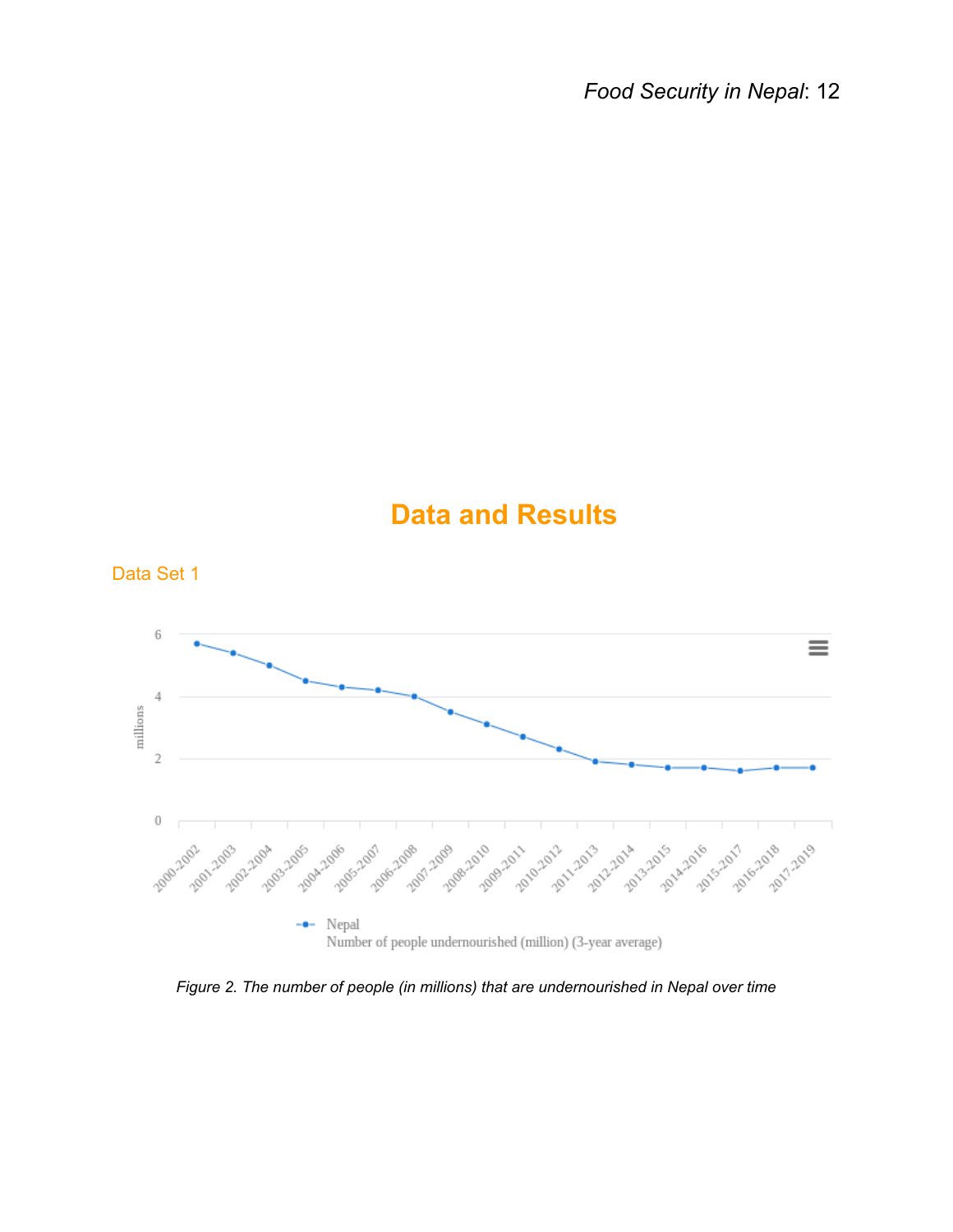# Data and Results

## Data Set 1

*Figure 2. The number of people (in millions) that are undernourished in Nepal over time*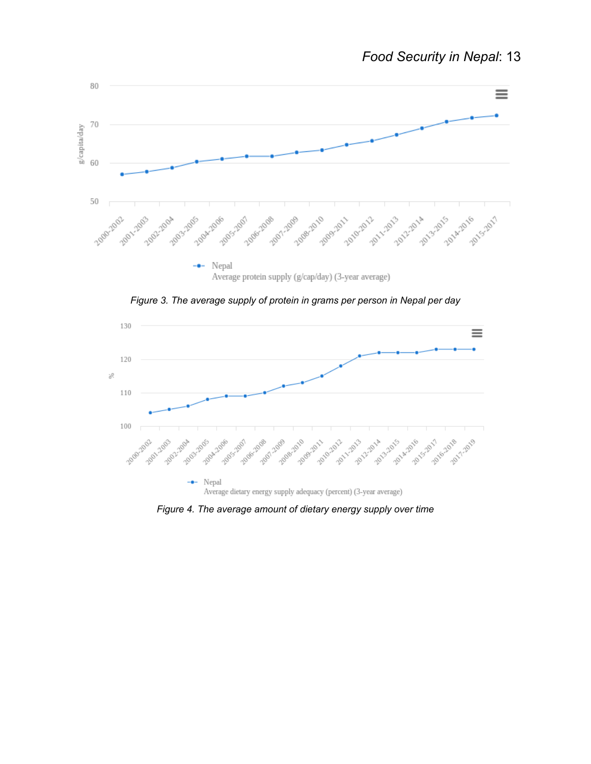Figure 3. The average supply of protein in grams per person in Nepal per day

Figure 4. The average amount of dietary energy supply over time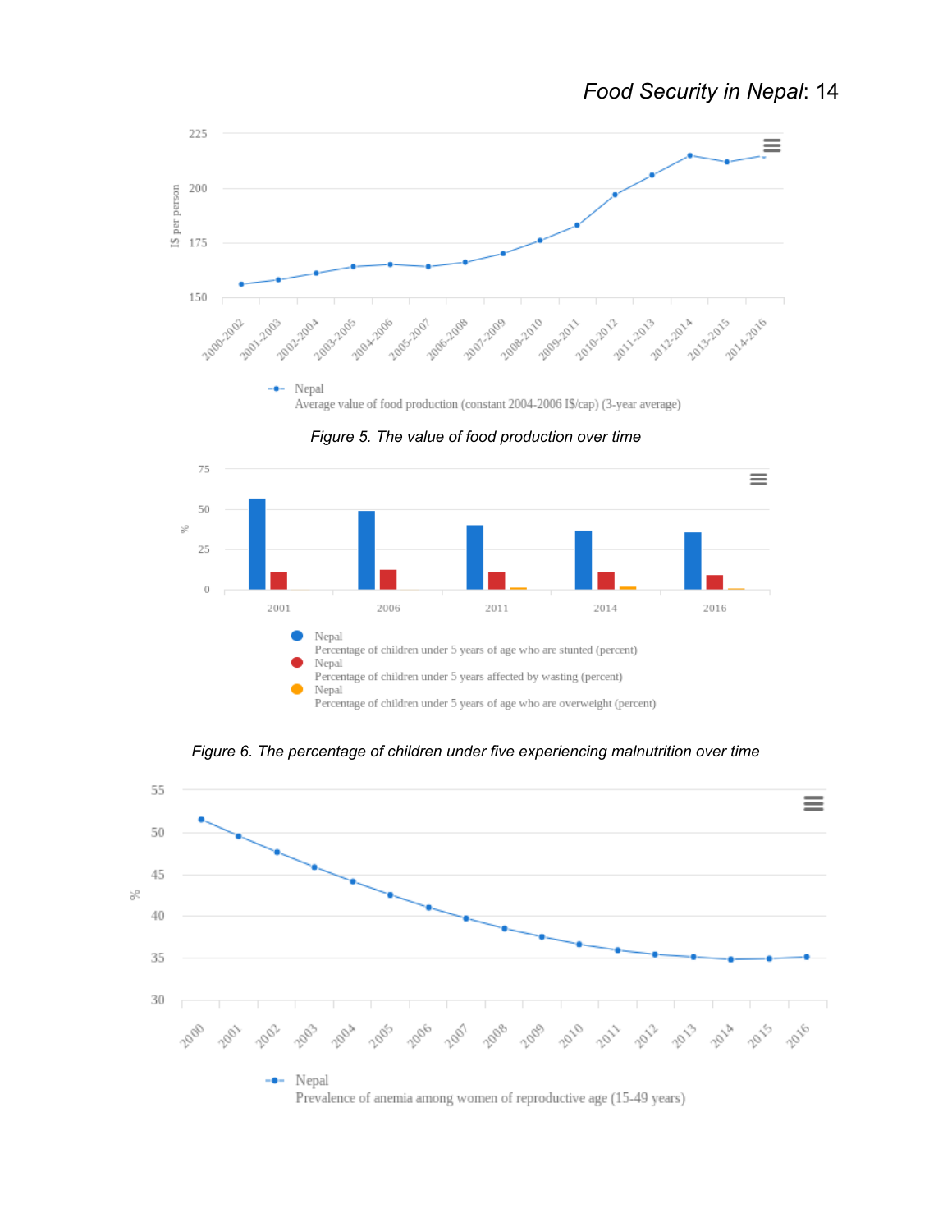Figure 5. The value of food production over time

Figure 6. The percentage of children under five experiencing malnutrition over time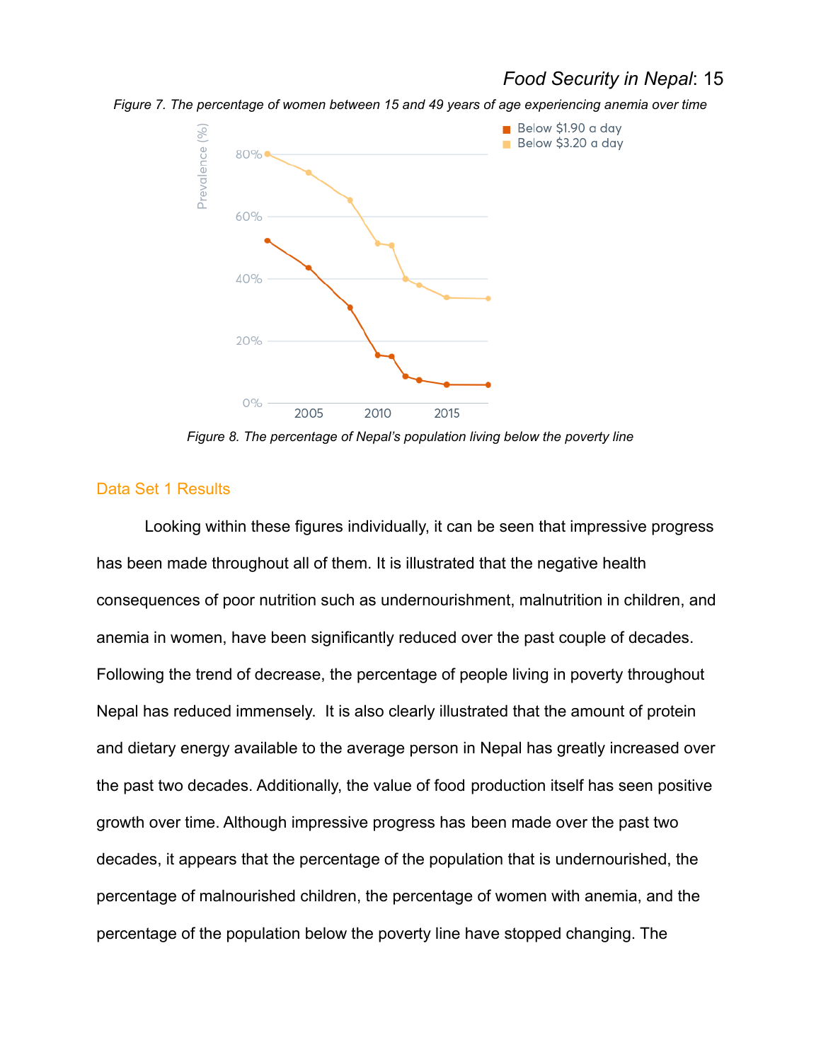*Figure 7. The percentage of women between 15 and 49 years of age experiencing anemia over time*

*Figure 8. The percentage of Nepal's population living below the poverty line*

## Data Set 1 Results

Looking within these figures individually, it can be seen that impressive progress has been made throughout all of them. It is illustrated that the negative health consequences of poor nutrition such as undernourishment, malnutrition in children, and anemia in women, have been significantly reduced over the past couple of decades. Following the trend of decrease, the percentage of people living in poverty throughout Nepal has reduced immensely. It is also clearly illustrated that the amount of protein and dietary energy available to the average person in Nepal has greatly increased over the past two decades. Additionally, the value of food production itself has seen positive growth over time. Although impressive progress has been made over the past two decades, it appears that the percentage of the population that is undernourished, the percentage of malnourished children, the percentage of women with anemia, and the percentage of the population below the poverty line have stopped changing. The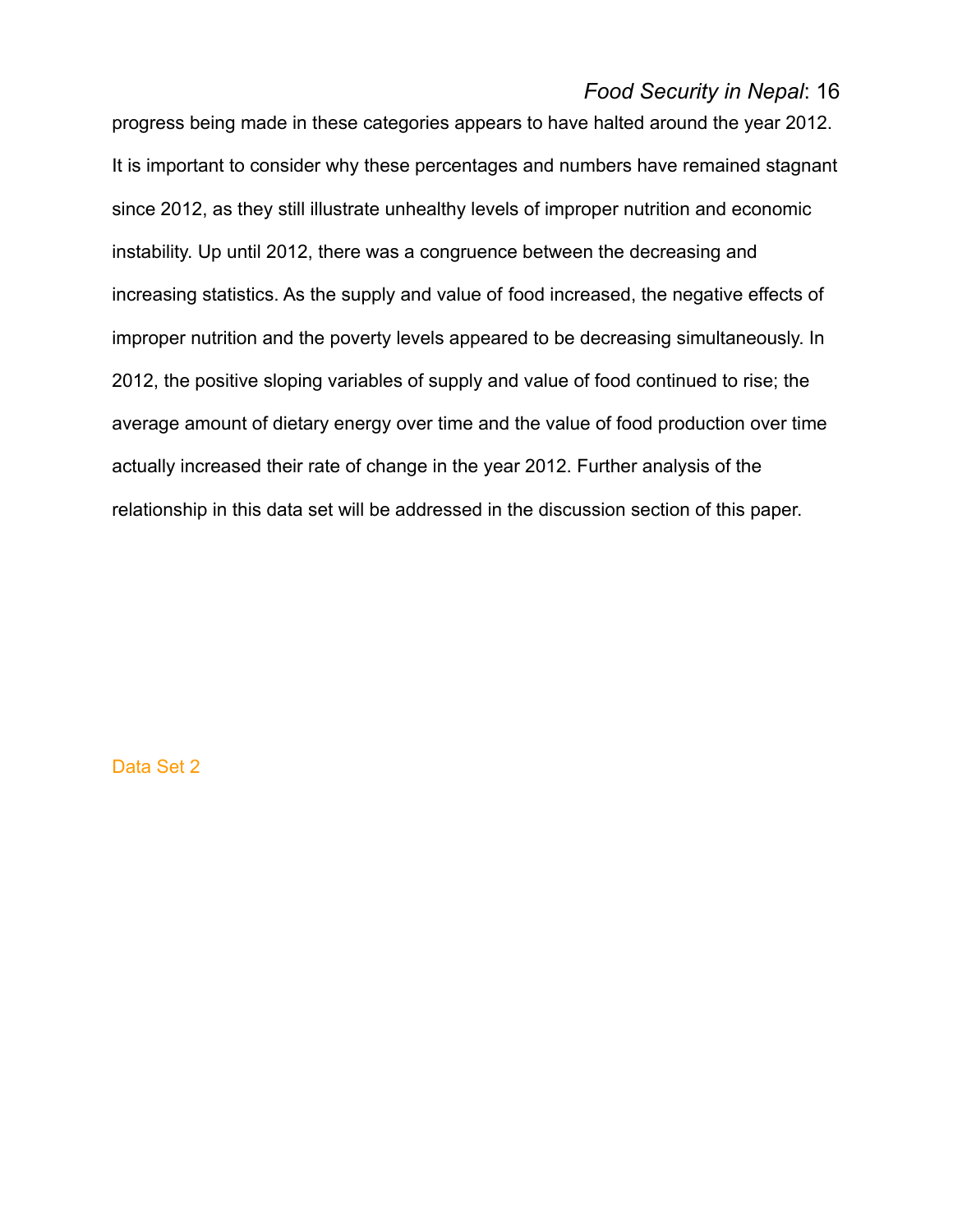progress being made in these categories appears to have halted around the year 2012. It is important to consider why these percentages and numbers have remained stagnant since 2012, as they still illustrate unhealthy levels of improper nutrition and economic instability. Up until 2012, there was a congruence between the decreasing and increasing statistics. As the supply and value of food increased, the negative effects of improper nutrition and the poverty levels appeared to be decreasing simultaneously. In 2012, the positive sloping variables of supply and value of food continued to rise; the average amount of dietary energy over time and the value of food production over time actually increased their rate of change in the year 2012. Further analysis of the relationship in this data set will be addressed in the discussion section of this paper.

### Data Set 2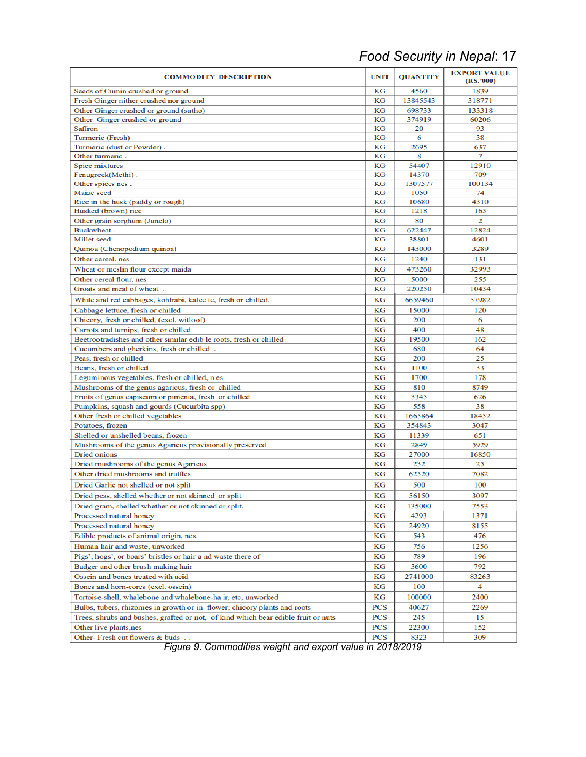| COMMODITY DESCRIPTION | UNIT | QUANTITY | EXPORT VALUE (RS.'000) |
|---|---|---|---|
| Seeds of Cumin crushed or ground | KG | 4560 | 1839 |
| Fresh Ginger nither crushed nor ground | KG | 13845543 | 318771 |
| Other Ginger crushed or ground (sutho) | KG | 698733 | 133318 |
| Other Ginger crushed or ground | KG | 374919 | 60206 |
| Saffron | KG | 20 | 93 |
| Turmeric (Fresh) | KG | 6 | 38 |
| Turmeric (dust or Powder) . | KG | 2695 | 637 |
| Other turmeric . | KG | 8 | 7 |
| Spice mixtures | KG | 54407 | 12910 |
| Fenugreek(Methi) . | KG | 14370 | 709 |
| Other spices nes . | KG | 1307577 | 100134 |
| Maize seed | KG | 1050 | 74 |
| Rice in the husk (paddy or rough) | KG | 10680 | 4310 |
| Husked (brown) rice | KG | 1218 | 165 |
| Other grain sorghum (Junelo) | KG | 80 | 2 |
| Buckwheat . | KG | 622447 | 12824 |
| Millet seed | KG | 38801 | 4601 |
| Quinoa (Chenopodium quinoa) | KG | 143000 | 3289 |
| Other cereal, nes | KG | 1240 | 131 |
| Wheat or meslin flour except maida | KG | 473260 | 32993 |
| Other cereal flour, nes | KG | 5000 | 255 |
| Groats and meal of wheat . | KG | 220250 | 10434 |
| White and red cabbages, kohlrabi, kalee tc, fresh or chilled. | KG | 6659460 | 57982 |
| Cabbage lettuce, fresh or chilled | KG | 15000 | 120 |
| Chicory, fresh or chilled, (excl. witloof) | KG | 200 | 6 |
| Carrots and turnips, fresh or chilled | KG | 400 | 48 |
| Beetrootradishes and other similar edib le roots, fresh or chilled | KG | 19500 | 162 |
| Cucumbers and gherkins, fresh or chilled . | KG | 680 | 64 |
| Peas, fresh or chilled | KG | 200 | 25 |
| Beans, fresh or chilled | KG | 1100 | 33 |
| Leguminous vegetables, fresh or chilled, n es | KG | 1700 | 178 |
| Mushrooms of the genus agaricus, fresh or chilled | KG | 810 | 8749 |
| Fruits of genus capiscum or pimenta, fresh or chilled | KG | 3345 | 626 |
| Pumpkins, squash and gourds (Cucurbita spp) | KG | 558 | 38 |
| Other fresh or chilled vegetables | KG | 1665864 | 18452 |
| Potatoes, frozen | KG | 354843 | 3047 |
| Shelled or unshelled beans, frozen | KG | 11339 | 651 |
| Mushrooms of the genus Agaricus provisionally preserved | KG | 2849 | 5929 |
| Dried onions | KG | 27000 | 16850 |
| Dried mushrooms of the genus Agaricus | KG | 232 | 25 |
| Other dried mushrooms and truffles | KG | 62520 | 7082 |
| Dried Garlic not shelled or not split | KG | 500 | 100 |
| Dried peas, shelled whether or not skinned or split | KG | 56150 | 3097 |
| Dried gram, shelled whether or not skinned or split. | KG | 135000 | 7553 |
| Processed natural honey | KG | 4293 | 1371 |
| Processed natural honey | KG | 24920 | 8155 |
| Edible products of animal origin, nes | KG | 543 | 476 |
| Human hair and waste, unworked | KG | 756 | 1256 |
| Pigs', hogs', or boars' bristles or hair a nd waste there of | KG | 789 | 196 |
| Badger and other brush making hair | KG | 3600 | 792 |
| Ossein and bones treated with acid | KG | 2741000 | 83263 |
| Bones and horn-cores (excl. ossein) | KG | 100 | 4 |
| Tortoise-shell, whalebone and whalebone-ha ir, etc, unworked | KG | 100000 | 2400 |
| Bulbs, tubers, rhizomes in growth or in flower; chicory plants and roots | PCS | 40627 | 2269 |
| Trees, shrubs and bushes, grafted or not, of kind which bear edible fruit or nuts | PCS | 245 | 15 |
| Other live plants,nes | PCS | 22300 | 152 |
| Other- Fresh cut flowers & buds . . | PCS | 8323 | 309 |

*Figure 9. Commodities weight and export value in 2018/2019*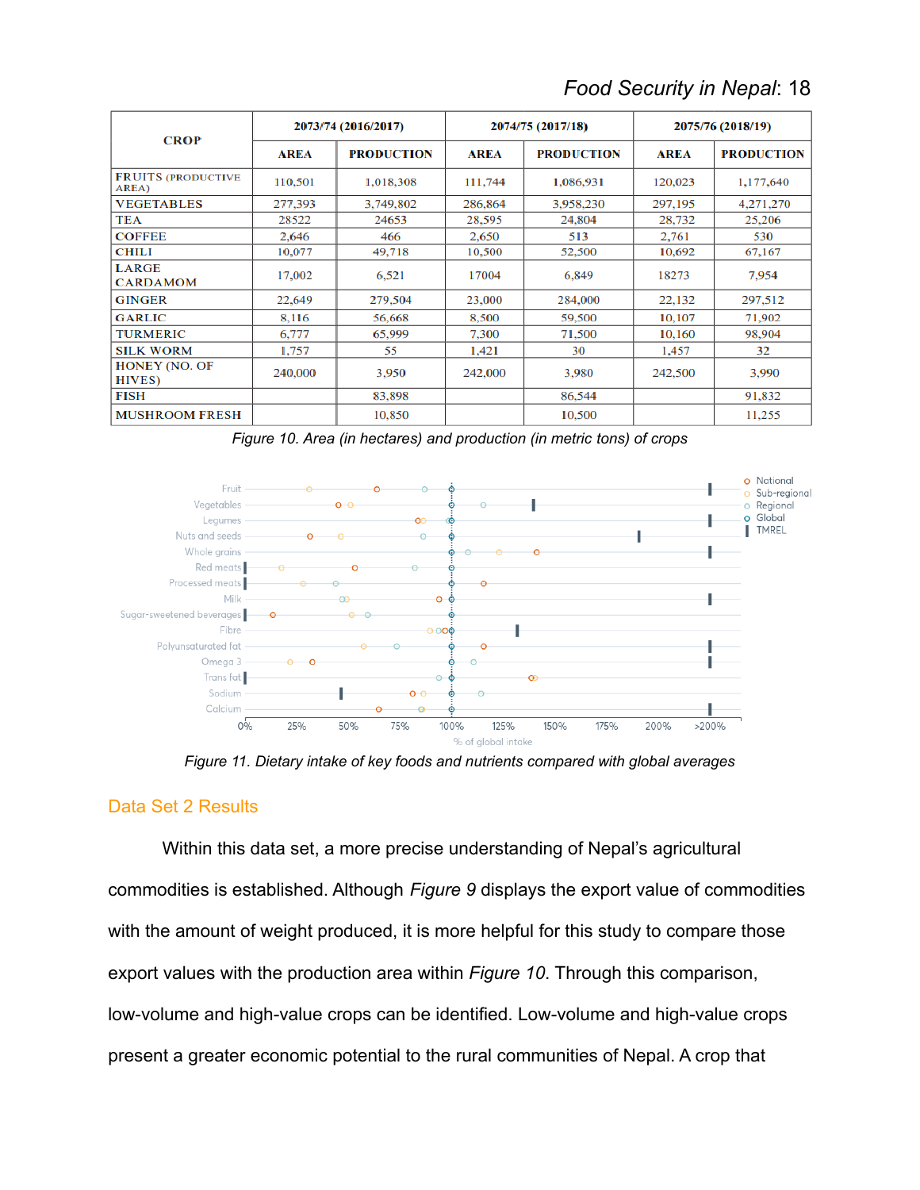| CROP | 2073/74 (2016/2017) | | 2074/75 (2017/18) | | 2075/76 (2018/19) | |
|---|---|---|---|---|---|---|
| | AREA | PRODUCTION | AREA | PRODUCTION | AREA | PRODUCTION |
| FRUITS (PRODUCTIVE AREA) | 110,501 | 1,018,308 | 111,744 | 1,086,931 | 120,023 | 1,177,640 |
| VEGETABLES | 277,393 | 3,749,802 | 286,864 | 3,958,230 | 297,195 | 4,271,270 |
| TEA | 28522 | 24653 | 28,595 | 24,804 | 28,732 | 25,206 |
| COFFEE | 2,646 | 466 | 2,650 | 513 | 2,761 | 530 |
| CHILI | 10,077 | 49,718 | 10,500 | 52,500 | 10,692 | 67,167 |
| LARGE CARDAMOM | 17,002 | 6,521 | 17004 | 6,849 | 18273 | 7,954 |
| GINGER | 22,649 | 279,504 | 23,000 | 284,000 | 22,132 | 297,512 |
| GARLIC | 8,116 | 56,668 | 8,500 | 59,500 | 10,107 | 71,902 |
| TURMERIC | 6,777 | 65,999 | 7,300 | 71,500 | 10,160 | 98,904 |
| SILK WORM | 1,757 | 55 | 1,421 | 30 | 1,457 | 32 |
| HONEY (NO. OF HIVES) | 240,000 | 3,950 | 242,000 | 3,980 | 242,500 | 3,990 |
| FISH | | 83,898 | | 86,544 | | 91,832 |
| MUSHROOM FRESH | | 10,850 | | 10,500 | | 11,255 |

*Figure 10. Area (in hectares) and production (in metric tons) of crops*

*Figure 11. Dietary intake of key foods and nutrients compared with global averages*

## Data Set 2 Results

Within this data set, a more precise understanding of Nepal's agricultural commodities is established. Although *Figure 9* displays the export value of commodities with the amount of weight produced, it is more helpful for this study to compare those export values with the production area within *Figure 10*. Through this comparison, low-volume and high-value crops can be identified. Low-volume and high-value crops present a greater economic potential to the rural communities of Nepal. A crop that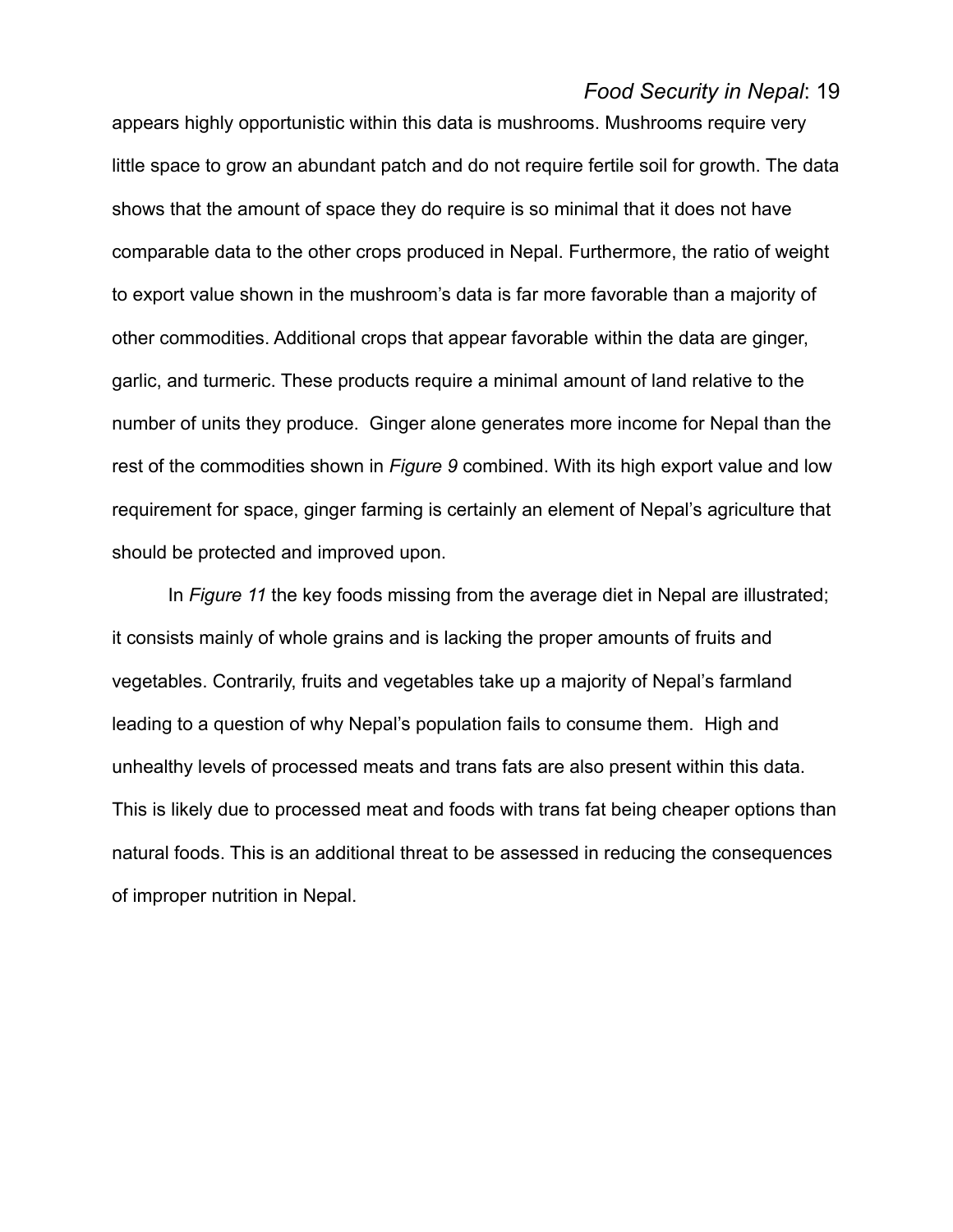appears highly opportunistic within this data is mushrooms. Mushrooms require very little space to grow an abundant patch and do not require fertile soil for growth. The data shows that the amount of space they do require is so minimal that it does not have comparable data to the other crops produced in Nepal. Furthermore, the ratio of weight to export value shown in the mushroom's data is far more favorable than a majority of other commodities. Additional crops that appear favorable within the data are ginger, garlic, and turmeric. These products require a minimal amount of land relative to the number of units they produce. Ginger alone generates more income for Nepal than the rest of the commodities shown in *Figure 9* combined. With its high export value and low requirement for space, ginger farming is certainly an element of Nepal's agriculture that should be protected and improved upon.

In *Figure 11* the key foods missing from the average diet in Nepal are illustrated; it consists mainly of whole grains and is lacking the proper amounts of fruits and vegetables. Contrarily, fruits and vegetables take up a majority of Nepal's farmland leading to a question of why Nepal's population fails to consume them. High and unhealthy levels of processed meats and trans fats are also present within this data. This is likely due to processed meat and foods with trans fat being cheaper options than natural foods. This is an additional threat to be assessed in reducing the consequences of improper nutrition in Nepal.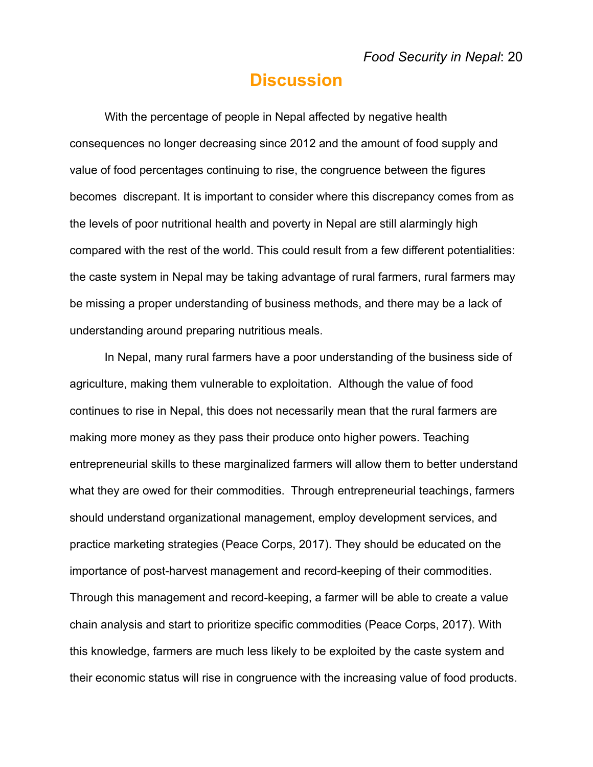# Discussion

With the percentage of people in Nepal affected by negative health consequences no longer decreasing since 2012 and the amount of food supply and value of food percentages continuing to rise, the congruence between the figures becomes discrepant. It is important to consider where this discrepancy comes from as the levels of poor nutritional health and poverty in Nepal are still alarmingly high compared with the rest of the world. This could result from a few different potentialities: the caste system in Nepal may be taking advantage of rural farmers, rural farmers may be missing a proper understanding of business methods, and there may be a lack of understanding around preparing nutritious meals.

In Nepal, many rural farmers have a poor understanding of the business side of agriculture, making them vulnerable to exploitation. Although the value of food continues to rise in Nepal, this does not necessarily mean that the rural farmers are making more money as they pass their produce onto higher powers. Teaching entrepreneurial skills to these marginalized farmers will allow them to better understand what they are owed for their commodities. Through entrepreneurial teachings, farmers should understand organizational management, employ development services, and practice marketing strategies (Peace Corps, 2017). They should be educated on the importance of post-harvest management and record-keeping of their commodities. Through this management and record-keeping, a farmer will be able to create a value chain analysis and start to prioritize specific commodities (Peace Corps, 2017). With this knowledge, farmers are much less likely to be exploited by the caste system and their economic status will rise in congruence with the increasing value of food products.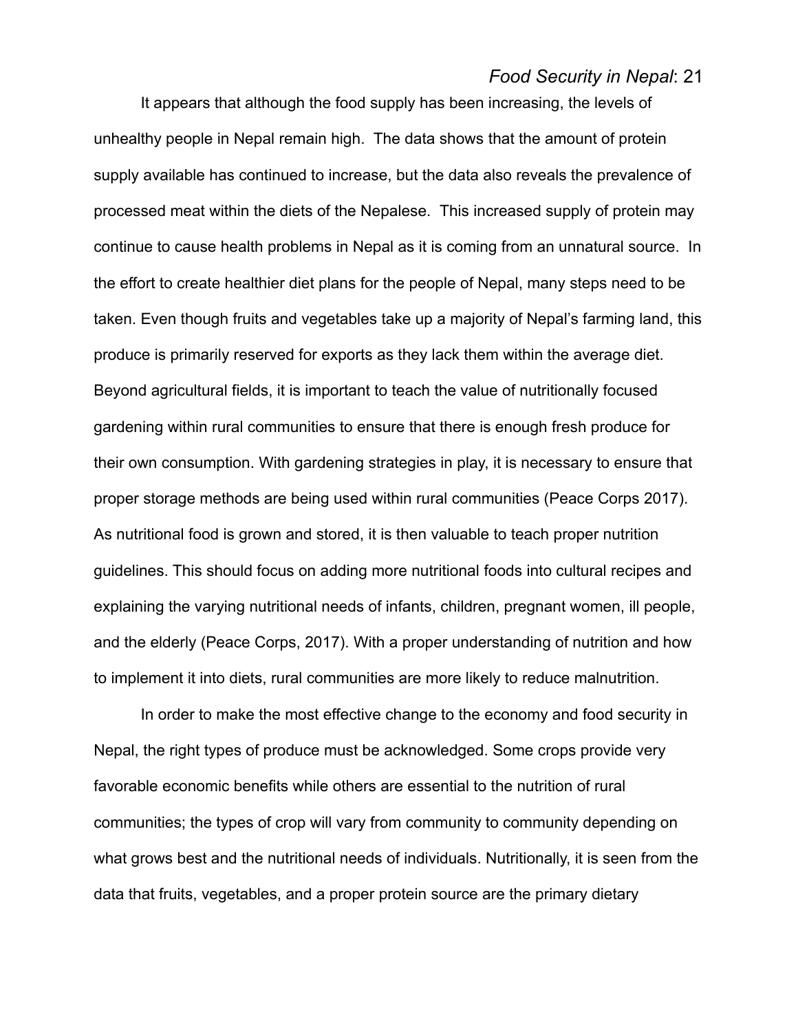It appears that although the food supply has been increasing, the levels of unhealthy people in Nepal remain high. The data shows that the amount of protein supply available has continued to increase, but the data also reveals the prevalence of processed meat within the diets of the Nepalese. This increased supply of protein may continue to cause health problems in Nepal as it is coming from an unnatural source. In the effort to create healthier diet plans for the people of Nepal, many steps need to be taken. Even though fruits and vegetables take up a majority of Nepal's farming land, this produce is primarily reserved for exports as they lack them within the average diet. Beyond agricultural fields, it is important to teach the value of nutritionally focused gardening within rural communities to ensure that there is enough fresh produce for their own consumption. With gardening strategies in play, it is necessary to ensure that proper storage methods are being used within rural communities (Peace Corps 2017). As nutritional food is grown and stored, it is then valuable to teach proper nutrition guidelines. This should focus on adding more nutritional foods into cultural recipes and explaining the varying nutritional needs of infants, children, pregnant women, ill people, and the elderly (Peace Corps, 2017). With a proper understanding of nutrition and how to implement it into diets, rural communities are more likely to reduce malnutrition.

In order to make the most effective change to the economy and food security in Nepal, the right types of produce must be acknowledged. Some crops provide very favorable economic benefits while others are essential to the nutrition of rural communities; the types of crop will vary from community to community depending on what grows best and the nutritional needs of individuals. Nutritionally, it is seen from the data that fruits, vegetables, and a proper protein source are the primary dietary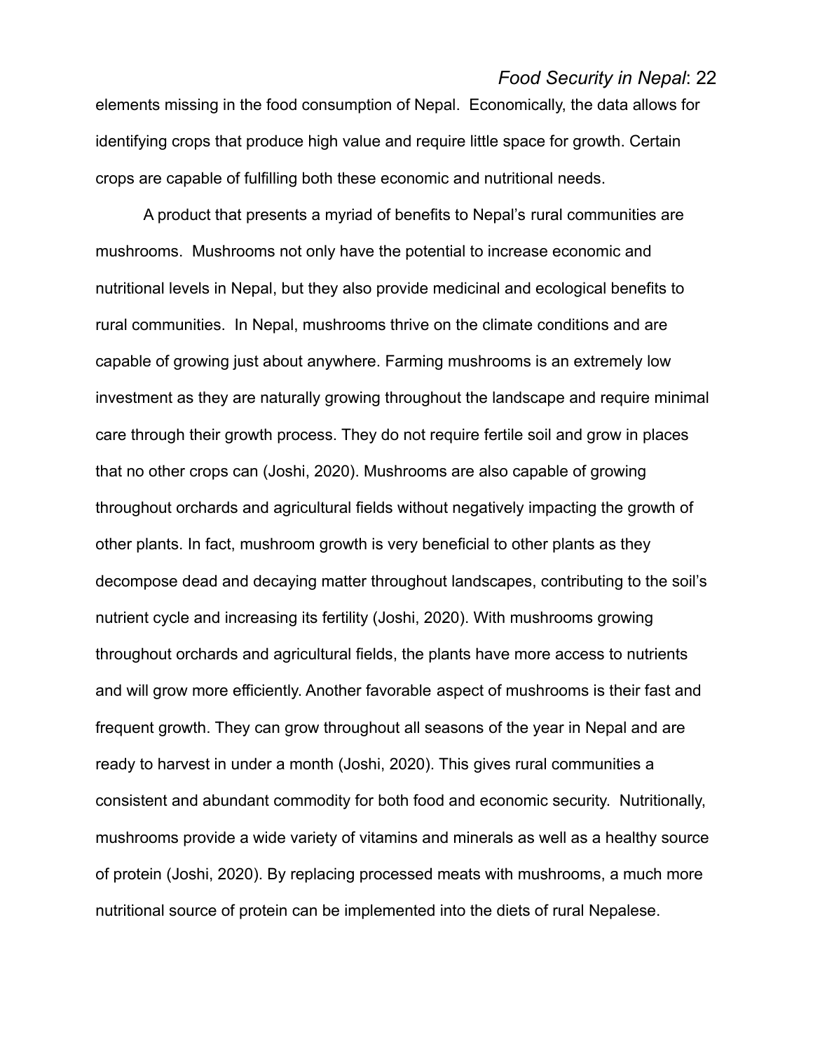elements missing in the food consumption of Nepal. Economically, the data allows for identifying crops that produce high value and require little space for growth. Certain crops are capable of fulfilling both these economic and nutritional needs.

A product that presents a myriad of benefits to Nepal's rural communities are mushrooms. Mushrooms not only have the potential to increase economic and nutritional levels in Nepal, but they also provide medicinal and ecological benefits to rural communities. In Nepal, mushrooms thrive on the climate conditions and are capable of growing just about anywhere. Farming mushrooms is an extremely low investment as they are naturally growing throughout the landscape and require minimal care through their growth process. They do not require fertile soil and grow in places that no other crops can (Joshi, 2020). Mushrooms are also capable of growing throughout orchards and agricultural fields without negatively impacting the growth of other plants. In fact, mushroom growth is very beneficial to other plants as they decompose dead and decaying matter throughout landscapes, contributing to the soil's nutrient cycle and increasing its fertility (Joshi, 2020). With mushrooms growing throughout orchards and agricultural fields, the plants have more access to nutrients and will grow more efficiently. Another favorable aspect of mushrooms is their fast and frequent growth. They can grow throughout all seasons of the year in Nepal and are ready to harvest in under a month (Joshi, 2020). This gives rural communities a consistent and abundant commodity for both food and economic security. Nutritionally, mushrooms provide a wide variety of vitamins and minerals as well as a healthy source of protein (Joshi, 2020). By replacing processed meats with mushrooms, a much more nutritional source of protein can be implemented into the diets of rural Nepalese.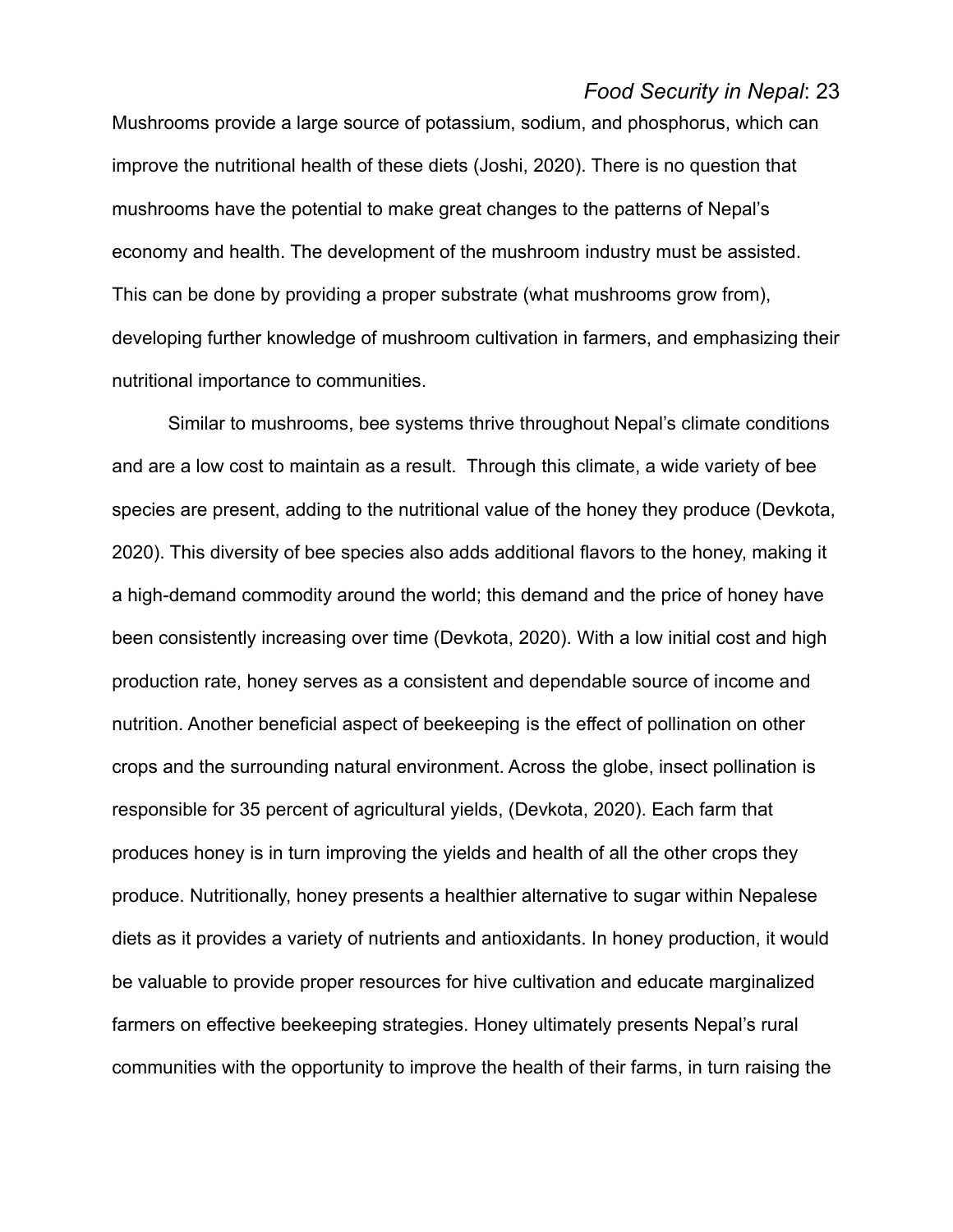Mushrooms provide a large source of potassium, sodium, and phosphorus, which can improve the nutritional health of these diets (Joshi, 2020). There is no question that mushrooms have the potential to make great changes to the patterns of Nepal's economy and health. The development of the mushroom industry must be assisted. This can be done by providing a proper substrate (what mushrooms grow from), developing further knowledge of mushroom cultivation in farmers, and emphasizing their nutritional importance to communities.

Similar to mushrooms, bee systems thrive throughout Nepal's climate conditions and are a low cost to maintain as a result. Through this climate, a wide variety of bee species are present, adding to the nutritional value of the honey they produce (Devkota, 2020). This diversity of bee species also adds additional flavors to the honey, making it a high-demand commodity around the world; this demand and the price of honey have been consistently increasing over time (Devkota, 2020). With a low initial cost and high production rate, honey serves as a consistent and dependable source of income and nutrition. Another beneficial aspect of beekeeping is the effect of pollination on other crops and the surrounding natural environment. Across the globe, insect pollination is responsible for 35 percent of agricultural yields, (Devkota, 2020). Each farm that produces honey is in turn improving the yields and health of all the other crops they produce. Nutritionally, honey presents a healthier alternative to sugar within Nepalese diets as it provides a variety of nutrients and antioxidants. In honey production, it would be valuable to provide proper resources for hive cultivation and educate marginalized farmers on effective beekeeping strategies. Honey ultimately presents Nepal's rural communities with the opportunity to improve the health of their farms, in turn raising the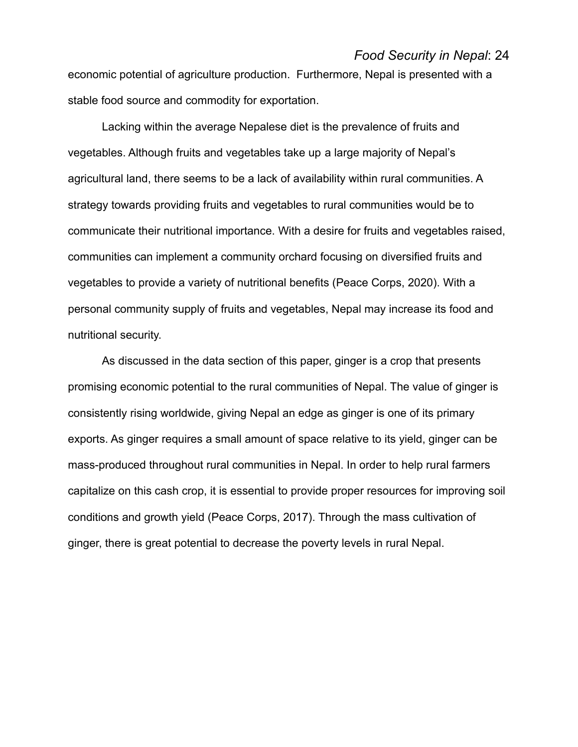economic potential of agriculture production. Furthermore, Nepal is presented with a stable food source and commodity for exportation.

Lacking within the average Nepalese diet is the prevalence of fruits and vegetables. Although fruits and vegetables take up a large majority of Nepal's agricultural land, there seems to be a lack of availability within rural communities. A strategy towards providing fruits and vegetables to rural communities would be to communicate their nutritional importance. With a desire for fruits and vegetables raised, communities can implement a community orchard focusing on diversified fruits and vegetables to provide a variety of nutritional benefits (Peace Corps, 2020). With a personal community supply of fruits and vegetables, Nepal may increase its food and nutritional security.

As discussed in the data section of this paper, ginger is a crop that presents promising economic potential to the rural communities of Nepal. The value of ginger is consistently rising worldwide, giving Nepal an edge as ginger is one of its primary exports. As ginger requires a small amount of space relative to its yield, ginger can be mass-produced throughout rural communities in Nepal. In order to help rural farmers capitalize on this cash crop, it is essential to provide proper resources for improving soil conditions and growth yield (Peace Corps, 2017). Through the mass cultivation of ginger, there is great potential to decrease the poverty levels in rural Nepal.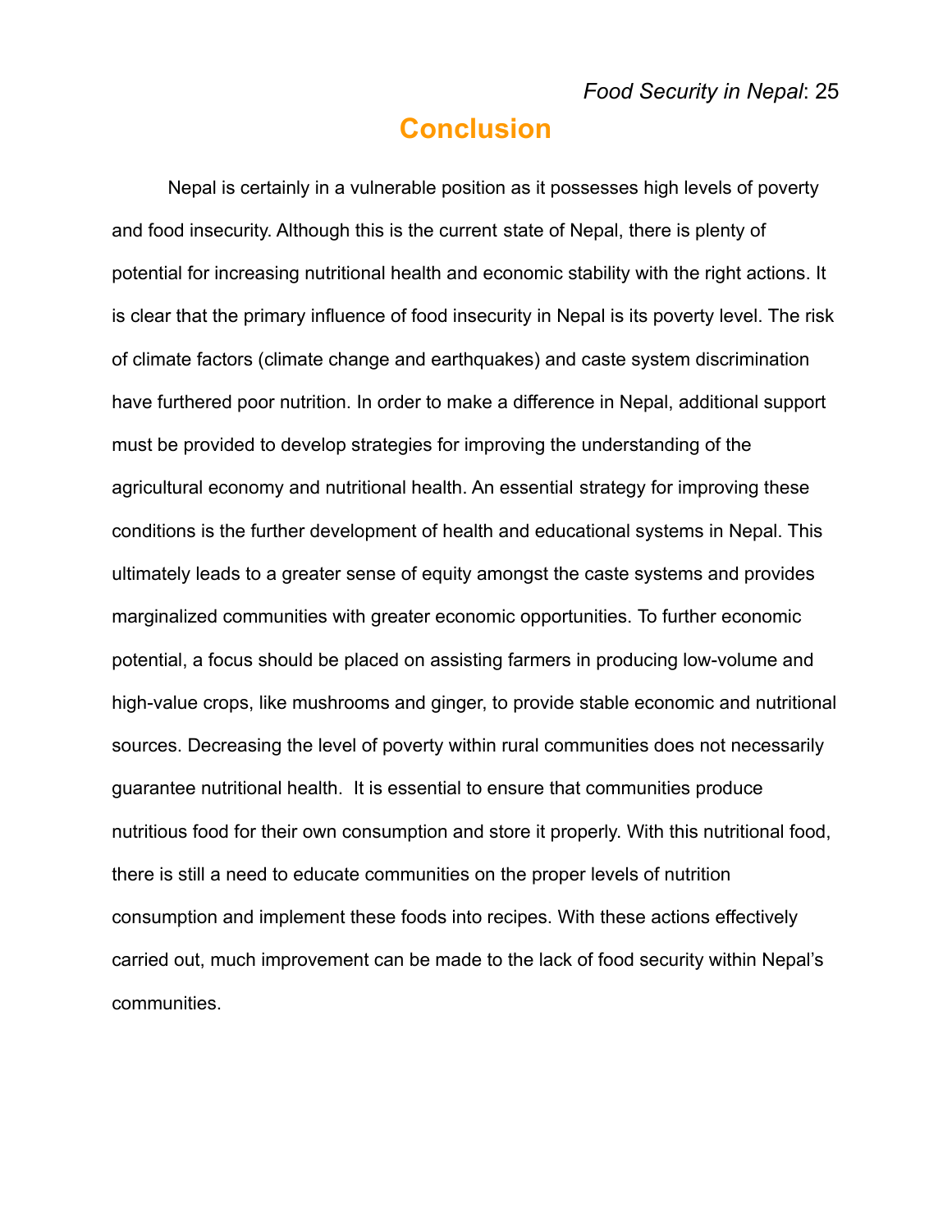# Conclusion

Nepal is certainly in a vulnerable position as it possesses high levels of poverty and food insecurity. Although this is the current state of Nepal, there is plenty of potential for increasing nutritional health and economic stability with the right actions. It is clear that the primary influence of food insecurity in Nepal is its poverty level. The risk of climate factors (climate change and earthquakes) and caste system discrimination have furthered poor nutrition. In order to make a difference in Nepal, additional support must be provided to develop strategies for improving the understanding of the agricultural economy and nutritional health. An essential strategy for improving these conditions is the further development of health and educational systems in Nepal. This ultimately leads to a greater sense of equity amongst the caste systems and provides marginalized communities with greater economic opportunities. To further economic potential, a focus should be placed on assisting farmers in producing low-volume and high-value crops, like mushrooms and ginger, to provide stable economic and nutritional sources. Decreasing the level of poverty within rural communities does not necessarily guarantee nutritional health. It is essential to ensure that communities produce nutritious food for their own consumption and store it properly. With this nutritional food, there is still a need to educate communities on the proper levels of nutrition consumption and implement these foods into recipes. With these actions effectively carried out, much improvement can be made to the lack of food security within Nepal's communities.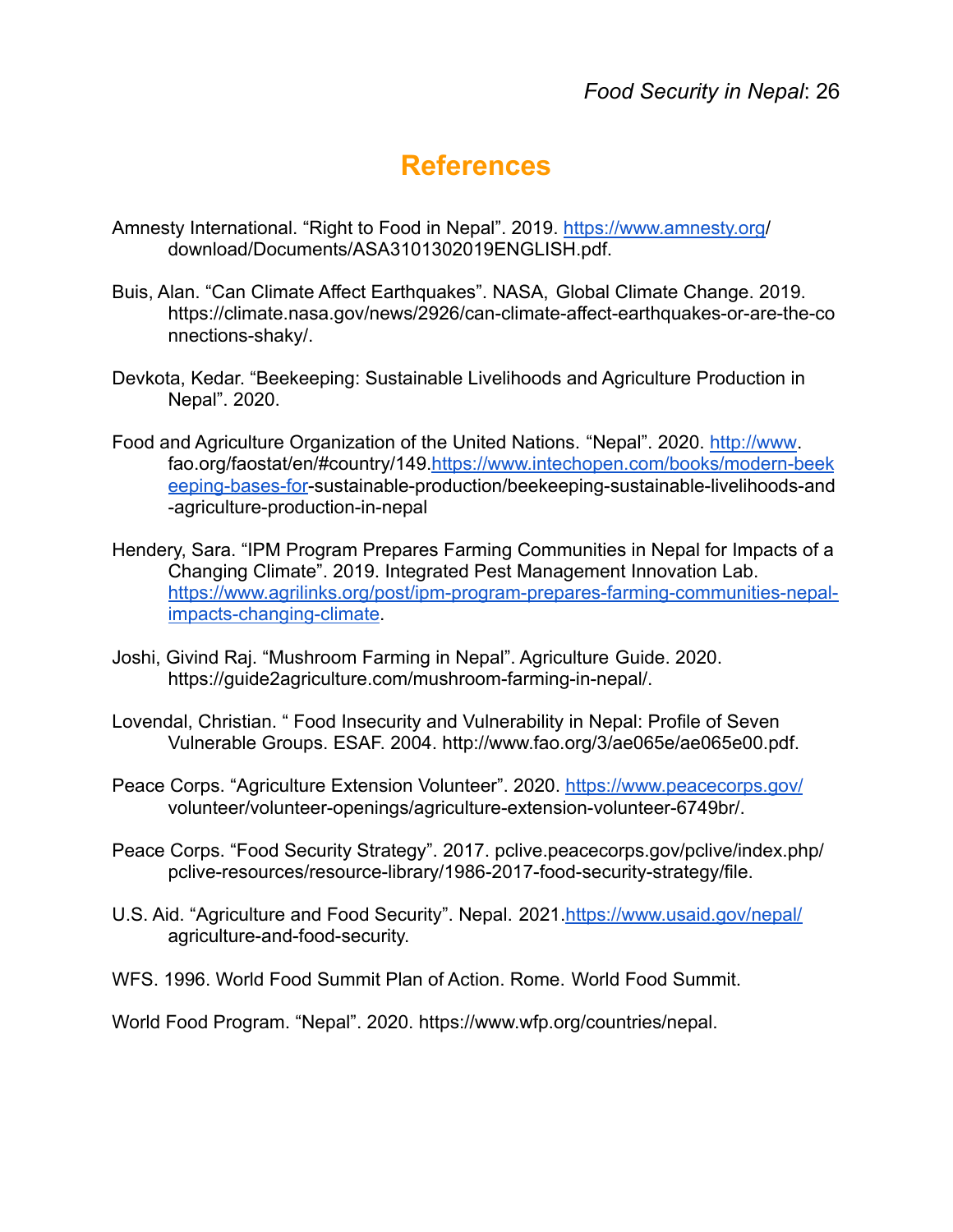# References

Amnesty International. “Right to Food in Nepal”. 2019. https://www.amnesty.org/download/Documents/ASA3101302019ENGLISH.pdf.

Buis, Alan. “Can Climate Affect Earthquakes”. NASA, Global Climate Change. 2019. https://climate.nasa.gov/news/2926/can-climate-affect-earthquakes-or-are-the-connections-shaky/.

Devkota, Kedar. “Beekeeping: Sustainable Livelihoods and Agriculture Production in Nepal”. 2020.

Food and Agriculture Organization of the United Nations. “Nepal”. 2020. http://www.fao.org/faostat/en/#country/149.https://www.intechopen.com/books/modern-beekeeping-bases-for-sustainable-production/beekeeping-sustainable-livelihoods-and-agriculture-production-in-nepal

Hendery, Sara. “IPM Program Prepares Farming Communities in Nepal for Impacts of a Changing Climate”. 2019. Integrated Pest Management Innovation Lab. https://www.agrilinks.org/post/ipm-program-prepares-farming-communities-nepal-impacts-changing-climate.

Joshi, Givind Raj. “Mushroom Farming in Nepal”. Agriculture Guide. 2020. https://guide2agriculture.com/mushroom-farming-in-nepal/.

Lovendal, Christian. “ Food Insecurity and Vulnerability in Nepal: Profile of Seven Vulnerable Groups. ESAF. 2004. http://www.fao.org/3/ae065e/ae065e00.pdf.

Peace Corps. “Agriculture Extension Volunteer”. 2020. https://www.peacecorps.gov/volunteer/volunteer-openings/agriculture-extension-volunteer-6749br/.

Peace Corps. “Food Security Strategy”. 2017. pclive.peacecorps.gov/pclive/index.php/pclive-resources/resource-library/1986-2017-food-security-strategy/file.

U.S. Aid. “Agriculture and Food Security”. Nepal. 2021.https://www.usaid.gov/nepal/agriculture-and-food-security.

WFS. 1996. World Food Summit Plan of Action. Rome. World Food Summit.

World Food Program. “Nepal”. 2020. https://www.wfp.org/countries/nepal.